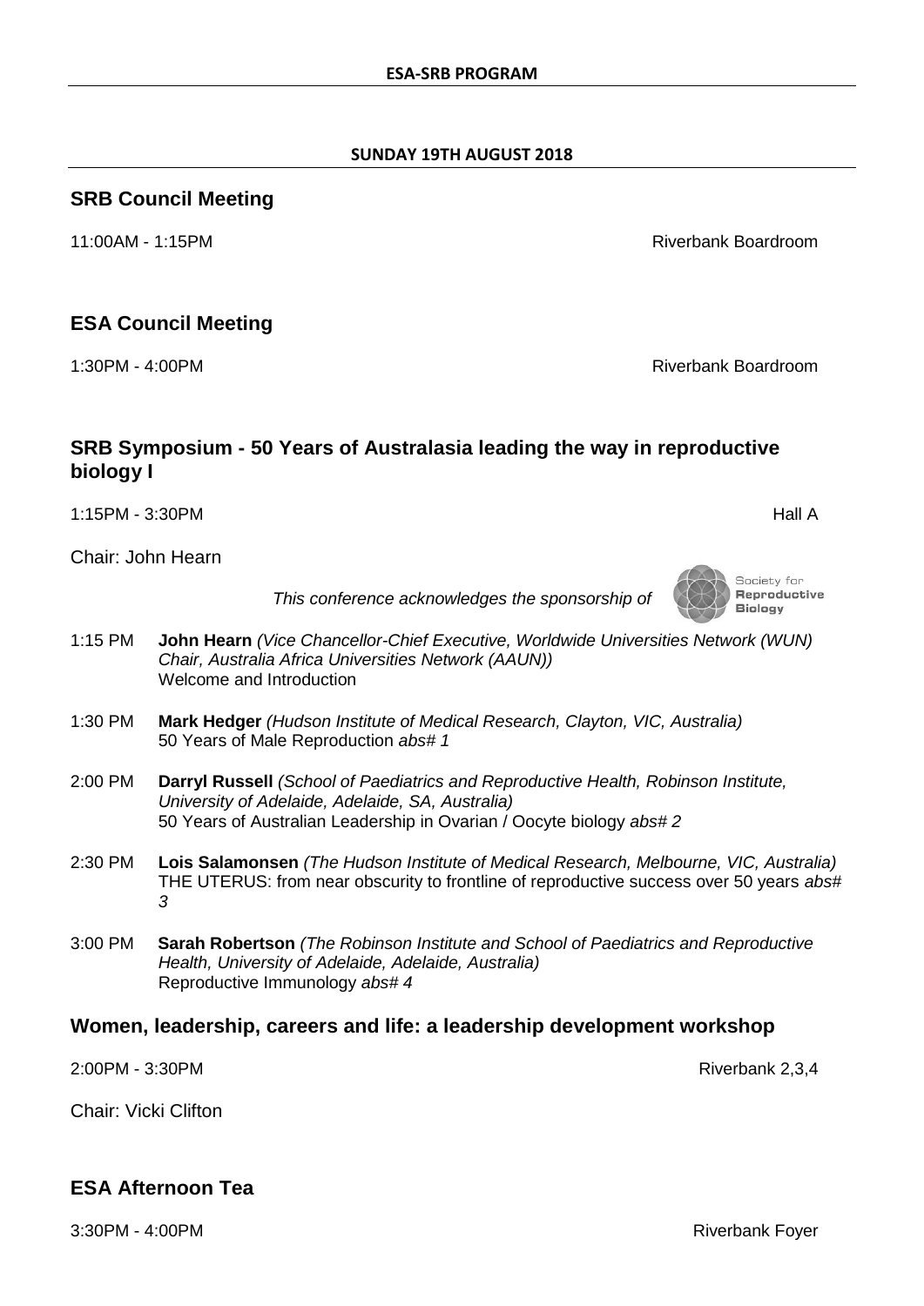**ESA-SRB PROGRAM**

**SUNDAY 19TH AUGUST 2018**

## SRB Council Meeting

11:00AM - 1:15PM Riverbank Boardroom

## ESA Council Meeting

1:30PM - 4:00PM Riverbank Boardroom

## SRB Symposium - 50 Years of Australasia leading the way in reproductive biology I

1:15PM - 3:30PM Hall A

Chair: John Hearn

*This conference acknowledges the sponsorship of* Society for Reproductive Biology

1:15 PM **John Hearn** *(Vice Chancellor-Chief Executive, Worldwide Universities Network (WUN) Chair, Australia Africa Universities Network (AAUN))*
Welcome and Introduction

1:30 PM **Mark Hedger** *(Hudson Institute of Medical Research, Clayton, VIC, Australia)*
50 Years of Male Reproduction *abs# 1*

2:00 PM **Darryl Russell** *(School of Paediatrics and Reproductive Health, Robinson Institute, University of Adelaide, Adelaide, SA, Australia)*
50 Years of Australian Leadership in Ovarian / Oocyte biology *abs# 2*

2:30 PM **Lois Salamonsen** *(The Hudson Institute of Medical Research, Melbourne, VIC, Australia)*
THE UTERUS: from near obscurity to frontline of reproductive success over 50 years *abs# 3*

3:00 PM **Sarah Robertson** *(The Robinson Institute and School of Paediatrics and Reproductive Health, University of Adelaide, Adelaide, Australia)*
Reproductive Immunology *abs# 4*

## Women, leadership, careers and life: a leadership development workshop

2:00PM - 3:30PM Riverbank 2,3,4

Chair: Vicki Clifton

## ESA Afternoon Tea

3:30PM - 4:00PM Riverbank Foyer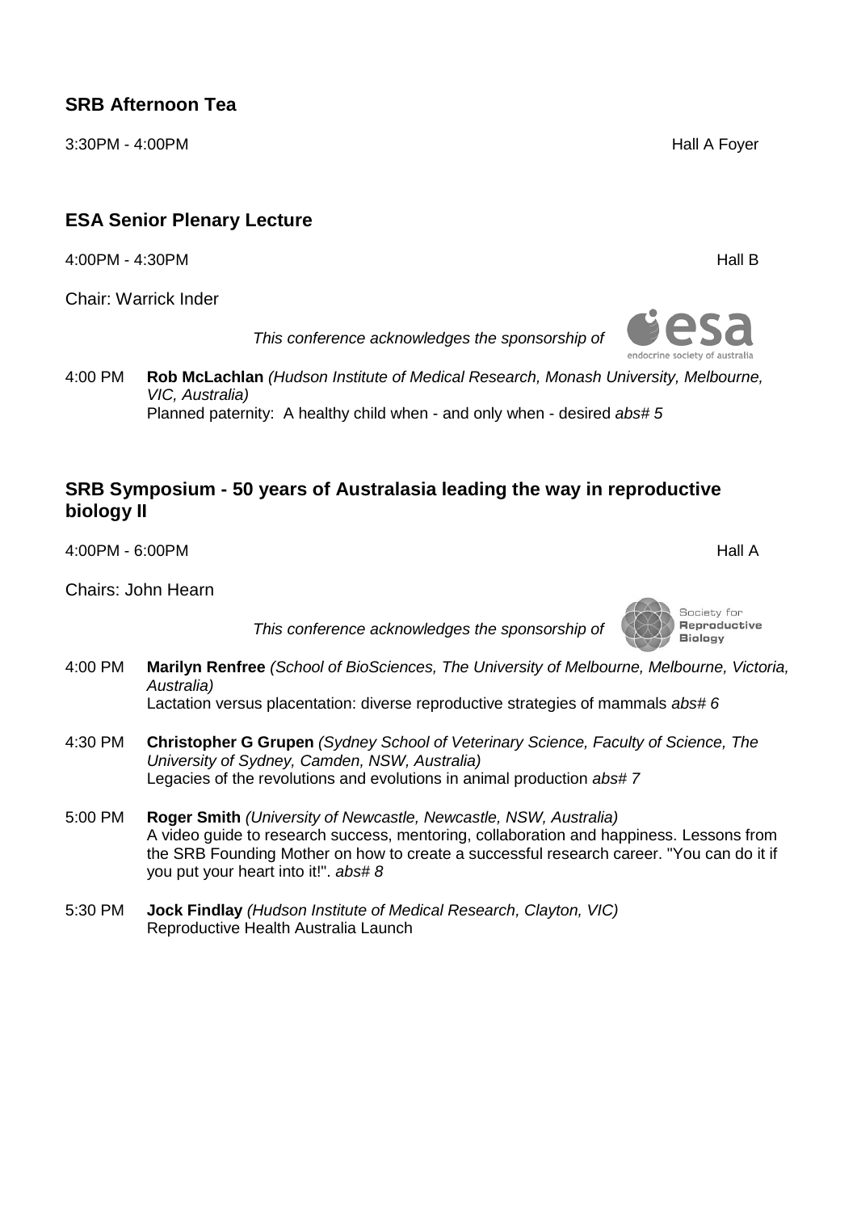## SRB Afternoon Tea

3:30PM - 4:00PM Hall A Foyer

## ESA Senior Plenary Lecture

4:00PM - 4:30PM Hall B

Chair: Warrick Inder

*This conference acknowledges the sponsorship of*

4:00 PM **Rob McLachlan** *(Hudson Institute of Medical Research, Monash University, Melbourne, VIC, Australia)*
Planned paternity: A healthy child when - and only when - desired *abs# 5*

## SRB Symposium - 50 years of Australasia leading the way in reproductive biology II

4:00PM - 6:00PM Hall A

Chairs: John Hearn

*This conference acknowledges the sponsorship of*

4:00 PM **Marilyn Renfree** *(School of BioSciences, The University of Melbourne, Melbourne, Victoria, Australia)*
Lactation versus placentation: diverse reproductive strategies of mammals *abs# 6*

4:30 PM **Christopher G Grupen** *(Sydney School of Veterinary Science, Faculty of Science, The University of Sydney, Camden, NSW, Australia)*
Legacies of the revolutions and evolutions in animal production *abs# 7*

5:00 PM **Roger Smith** *(University of Newcastle, Newcastle, NSW, Australia)*
A video guide to research success, mentoring, collaboration and happiness. Lessons from the SRB Founding Mother on how to create a successful research career. "You can do it if you put your heart into it!". *abs# 8*

5:30 PM **Jock Findlay** *(Hudson Institute of Medical Research, Clayton, VIC)*
Reproductive Health Australia Launch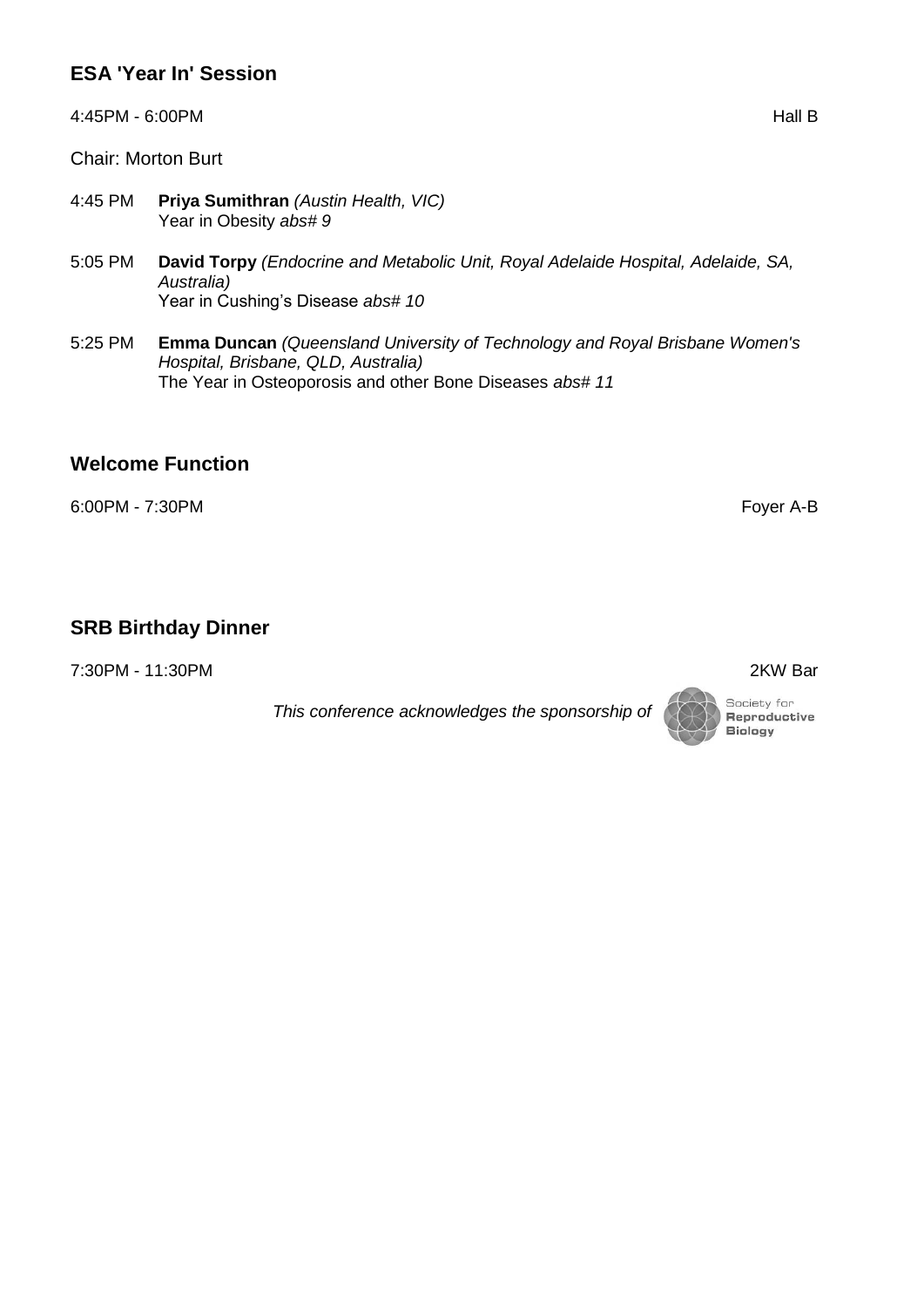## ESA 'Year In' Session

4:45PM - 6:00PM Hall B

Chair: Morton Burt

4:45 PM **Priya Sumithran** *(Austin Health, VIC)*
Year in Obesity *abs# 9*

5:05 PM **David Torpy** *(Endocrine and Metabolic Unit, Royal Adelaide Hospital, Adelaide, SA, Australia)*
Year in Cushing's Disease *abs# 10*

5:25 PM **Emma Duncan** *(Queensland University of Technology and Royal Brisbane Women's Hospital, Brisbane, QLD, Australia)*
The Year in Osteoporosis and other Bone Diseases *abs# 11*

## Welcome Function

6:00PM - 7:30PM Foyer A-B

## SRB Birthday Dinner

7:30PM - 11:30PM 2KW Bar

*This conference acknowledges the sponsorship of* Society for Reproductive Biology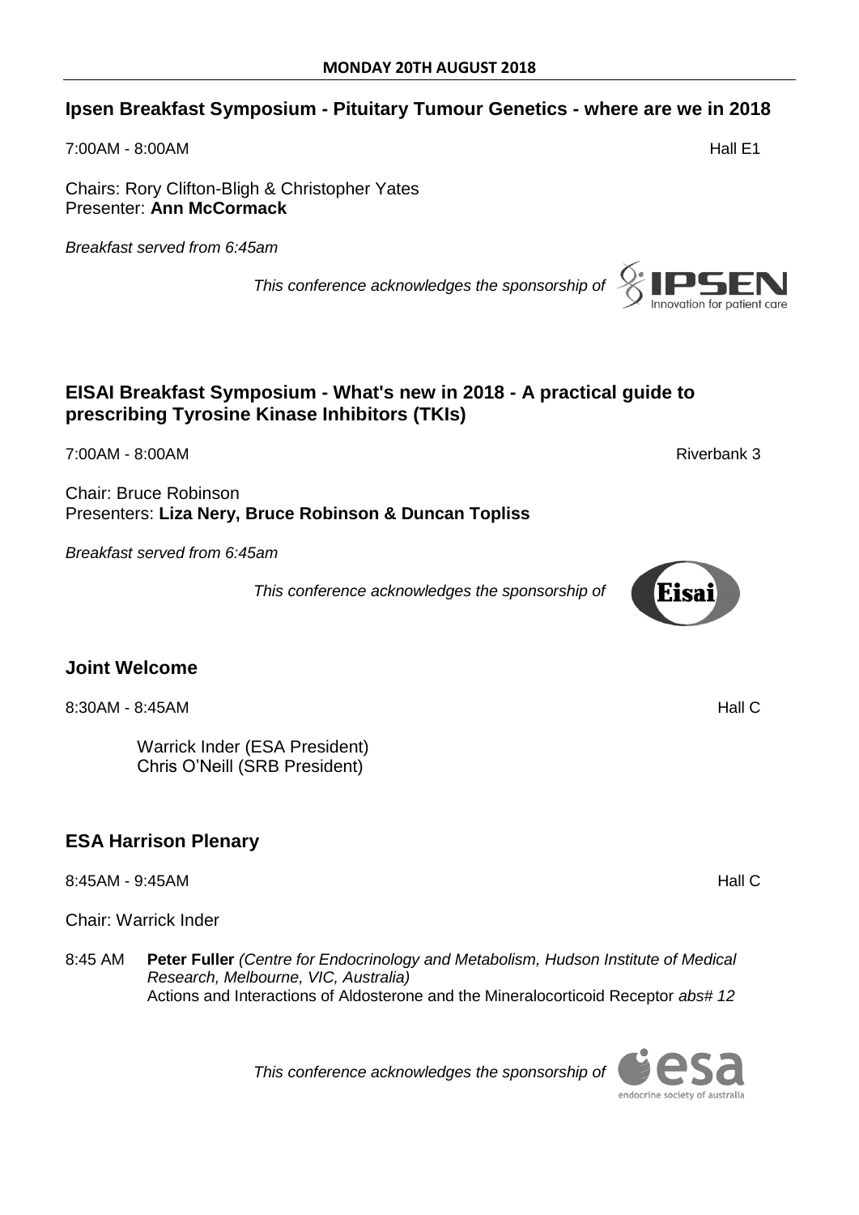**MONDAY 20TH AUGUST 2018**

## Ipsen Breakfast Symposium - Pituitary Tumour Genetics - where are we in 2018

7:00AM - 8:00AM Hall E1

Chairs: Rory Clifton-Bligh & Christopher Yates
Presenter: **Ann McCormack**

*Breakfast served from 6:45am*

*This conference acknowledges the sponsorship of*

## EISAI Breakfast Symposium - What's new in 2018 - A practical guide to prescribing Tyrosine Kinase Inhibitors (TKIs)

7:00AM - 8:00AM Riverbank 3

Chair: Bruce Robinson
Presenters: **Liza Nery, Bruce Robinson & Duncan Topliss**

*Breakfast served from 6:45am*

*This conference acknowledges the sponsorship of*

## Joint Welcome

8:30AM - 8:45AM Hall C

Warrick Inder (ESA President)
Chris O'Neill (SRB President)

## ESA Harrison Plenary

8:45AM - 9:45AM Hall C

Chair: Warrick Inder

8:45 AM **Peter Fuller** *(Centre for Endocrinology and Metabolism, Hudson Institute of Medical Research, Melbourne, VIC, Australia)*
Actions and Interactions of Aldosterone and the Mineralocorticoid Receptor *abs# 12*

*This conference acknowledges the sponsorship of*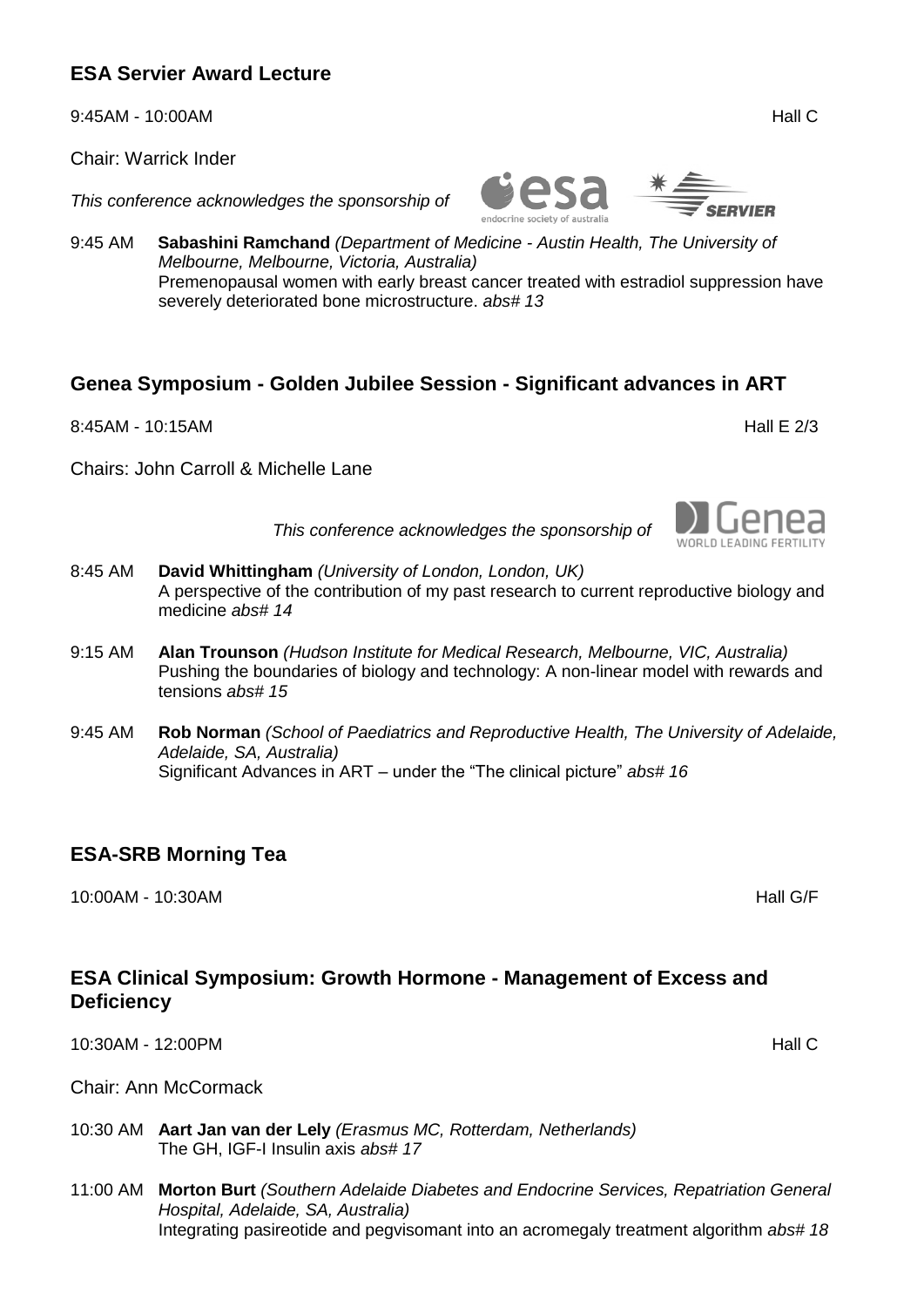## ESA Servier Award Lecture

9:45AM - 10:00AM Hall C

Chair: Warrick Inder

*This conference acknowledges the sponsorship of*

9:45 AM **Sabashini Ramchand** *(Department of Medicine - Austin Health, The University of Melbourne, Melbourne, Victoria, Australia)*
Premenopausal women with early breast cancer treated with estradiol suppression have severely deteriorated bone microstructure. *abs# 13*

## Genea Symposium - Golden Jubilee Session - Significant advances in ART

8:45AM - 10:15AM Hall E 2/3

Chairs: John Carroll & Michelle Lane

*This conference acknowledges the sponsorship of*

8:45 AM **David Whittingham** *(University of London, London, UK)*
A perspective of the contribution of my past research to current reproductive biology and medicine *abs# 14*

9:15 AM **Alan Trounson** *(Hudson Institute for Medical Research, Melbourne, VIC, Australia)*
Pushing the boundaries of biology and technology: A non-linear model with rewards and tensions *abs# 15*

9:45 AM **Rob Norman** *(School of Paediatrics and Reproductive Health, The University of Adelaide, Adelaide, SA, Australia)*
Significant Advances in ART – under the "The clinical picture" *abs# 16*

## ESA-SRB Morning Tea

10:00AM - 10:30AM Hall G/F

## ESA Clinical Symposium: Growth Hormone - Management of Excess and Deficiency

10:30AM - 12:00PM Hall C

Chair: Ann McCormack

10:30 AM **Aart Jan van der Lely** *(Erasmus MC, Rotterdam, Netherlands)*
The GH, IGF-I Insulin axis *abs# 17*

11:00 AM **Morton Burt** *(Southern Adelaide Diabetes and Endocrine Services, Repatriation General Hospital, Adelaide, SA, Australia)*
Integrating pasireotide and pegvisomant into an acromegaly treatment algorithm *abs# 18*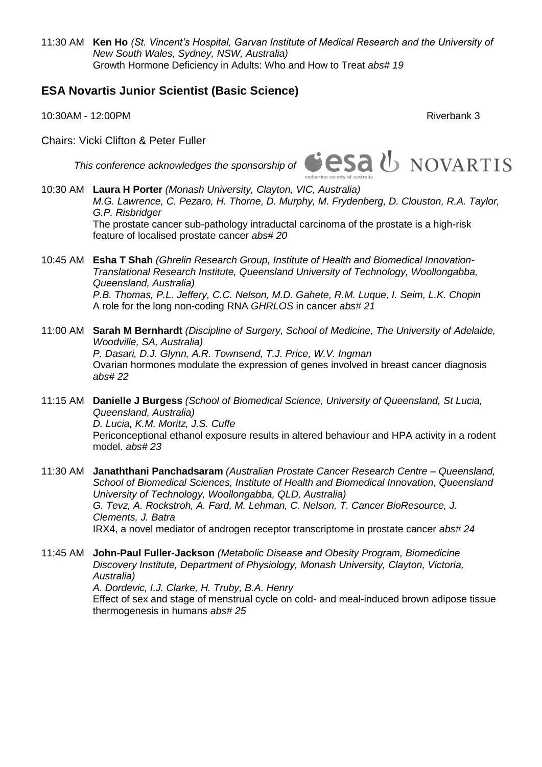11:30 AM **Ken Ho** *(St. Vincent's Hospital, Garvan Institute of Medical Research and the University of New South Wales, Sydney, NSW, Australia)*
Growth Hormone Deficiency in Adults: Who and How to Treat *abs# 19*

## ESA Novartis Junior Scientist (Basic Science)

10:30AM - 12:00PM Riverbank 3

Chairs: Vicki Clifton & Peter Fuller

*This conference acknowledges the sponsorship of* esa endocrine society of australia NOVARTIS

10:30 AM **Laura H Porter** *(Monash University, Clayton, VIC, Australia)*
*M.G. Lawrence, C. Pezaro, H. Thorne, D. Murphy, M. Frydenberg, D. Clouston, R.A. Taylor, G.P. Risbridger*
The prostate cancer sub-pathology intraductal carcinoma of the prostate is a high-risk feature of localised prostate cancer *abs# 20*

10:45 AM **Esha T Shah** *(Ghrelin Research Group, Institute of Health and Biomedical Innovation-Translational Research Institute, Queensland University of Technology, Woollongabba, Queensland, Australia)*
*P.B. Thomas, P.L. Jeffery, C.C. Nelson, M.D. Gahete, R.M. Luque, I. Seim, L.K. Chopin*
A role for the long non-coding RNA *GHRLOS* in cancer *abs# 21*

11:00 AM **Sarah M Bernhardt** *(Discipline of Surgery, School of Medicine, The University of Adelaide, Woodville, SA, Australia)*
*P. Dasari, D.J. Glynn, A.R. Townsend, T.J. Price, W.V. Ingman*
Ovarian hormones modulate the expression of genes involved in breast cancer diagnosis *abs# 22*

11:15 AM **Danielle J Burgess** *(School of Biomedical Science, University of Queensland, St Lucia, Queensland, Australia)*
*D. Lucia, K.M. Moritz, J.S. Cuffe*
Periconceptional ethanol exposure results in altered behaviour and HPA activity in a rodent model. *abs# 23*

11:30 AM **Janaththani Panchadsaram** *(Australian Prostate Cancer Research Centre – Queensland, School of Biomedical Sciences, Institute of Health and Biomedical Innovation, Queensland University of Technology, Woollongabba, QLD, Australia)*
*G. Tevz, A. Rockstroh, A. Fard, M. Lehman, C. Nelson, T. Cancer BioResource, J. Clements, J. Batra*
IRX4, a novel mediator of androgen receptor transcriptome in prostate cancer *abs# 24*

11:45 AM **John-Paul Fuller-Jackson** *(Metabolic Disease and Obesity Program, Biomedicine Discovery Institute, Department of Physiology, Monash University, Clayton, Victoria, Australia)*
*A. Dordevic, I.J. Clarke, H. Truby, B.A. Henry*
Effect of sex and stage of menstrual cycle on cold- and meal-induced brown adipose tissue thermogenesis in humans *abs# 25*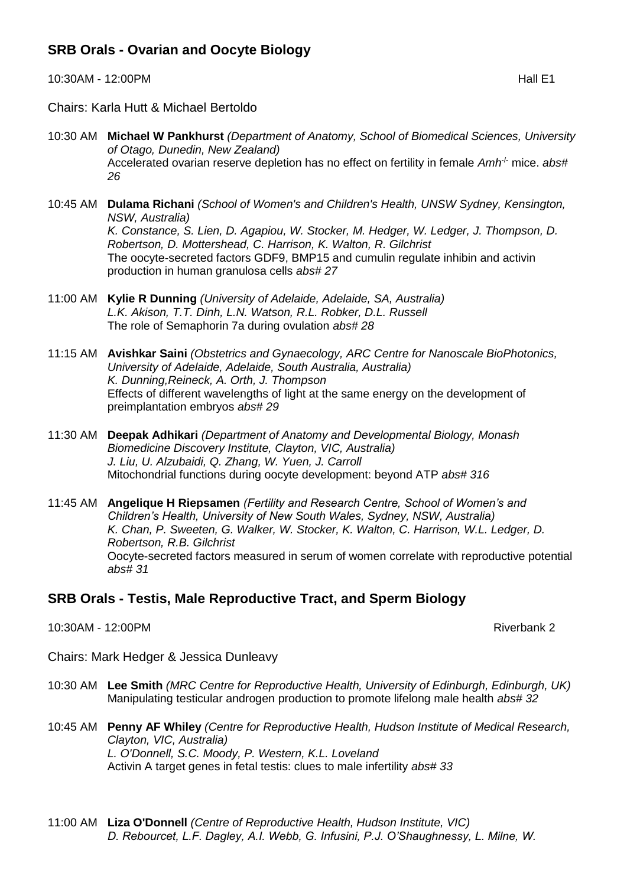## SRB Orals - Ovarian and Oocyte Biology

10:30AM - 12:00PM Hall E1

Chairs: Karla Hutt & Michael Bertoldo

10:30 AM **Michael W Pankhurst** *(Department of Anatomy, School of Biomedical Sciences, University of Otago, Dunedin, New Zealand)*
Accelerated ovarian reserve depletion has no effect on fertility in female *Amh*$^{-/-}$ mice. *abs# 26*

10:45 AM **Dulama Richani** *(School of Women's and Children's Health, UNSW Sydney, Kensington, NSW, Australia)*
*K. Constance, S. Lien, D. Agapiou, W. Stocker, M. Hedger, W. Ledger, J. Thompson, D. Robertson, D. Mottershead, C. Harrison, K. Walton, R. Gilchrist*
The oocyte-secreted factors GDF9, BMP15 and cumulin regulate inhibin and activin production in human granulosa cells *abs# 27*

11:00 AM **Kylie R Dunning** *(University of Adelaide, Adelaide, SA, Australia)*
*L.K. Akison, T.T. Dinh, L.N. Watson, R.L. Robker, D.L. Russell*
The role of Semaphorin 7a during ovulation *abs# 28*

11:15 AM **Avishkar Saini** *(Obstetrics and Gynaecology, ARC Centre for Nanoscale BioPhotonics, University of Adelaide, Adelaide, South Australia, Australia)*
*K. Dunning,Reineck, A. Orth, J. Thompson*
Effects of different wavelengths of light at the same energy on the development of preimplantation embryos *abs# 29*

11:30 AM **Deepak Adhikari** *(Department of Anatomy and Developmental Biology, Monash Biomedicine Discovery Institute, Clayton, VIC, Australia)*
*J. Liu, U. Alzubaidi, Q. Zhang, W. Yuen, J. Carroll*
Mitochondrial functions during oocyte development: beyond ATP *abs# 316*

11:45 AM **Angelique H Riepsamen** *(Fertility and Research Centre, School of Women's and Children's Health, University of New South Wales, Sydney, NSW, Australia)*
*K. Chan, P. Sweeten, G. Walker, W. Stocker, K. Walton, C. Harrison, W.L. Ledger, D. Robertson, R.B. Gilchrist*
Oocyte-secreted factors measured in serum of women correlate with reproductive potential *abs# 31*

## SRB Orals - Testis, Male Reproductive Tract, and Sperm Biology

10:30AM - 12:00PM Riverbank 2

Chairs: Mark Hedger & Jessica Dunleavy

10:30 AM **Lee Smith** *(MRC Centre for Reproductive Health, University of Edinburgh, Edinburgh, UK)*
Manipulating testicular androgen production to promote lifelong male health *abs# 32*

10:45 AM **Penny AF Whiley** *(Centre for Reproductive Health, Hudson Institute of Medical Research, Clayton, VIC, Australia)*
*L. O'Donnell, S.C. Moody, P. Western, K.L. Loveland*
Activin A target genes in fetal testis: clues to male infertility *abs# 33*

11:00 AM **Liza O'Donnell** *(Centre of Reproductive Health, Hudson Institute, VIC)*
*D. Rebourcet, L.F. Dagley, A.I. Webb, G. Infusini, P.J. O'Shaughnessy, L. Milne, W.*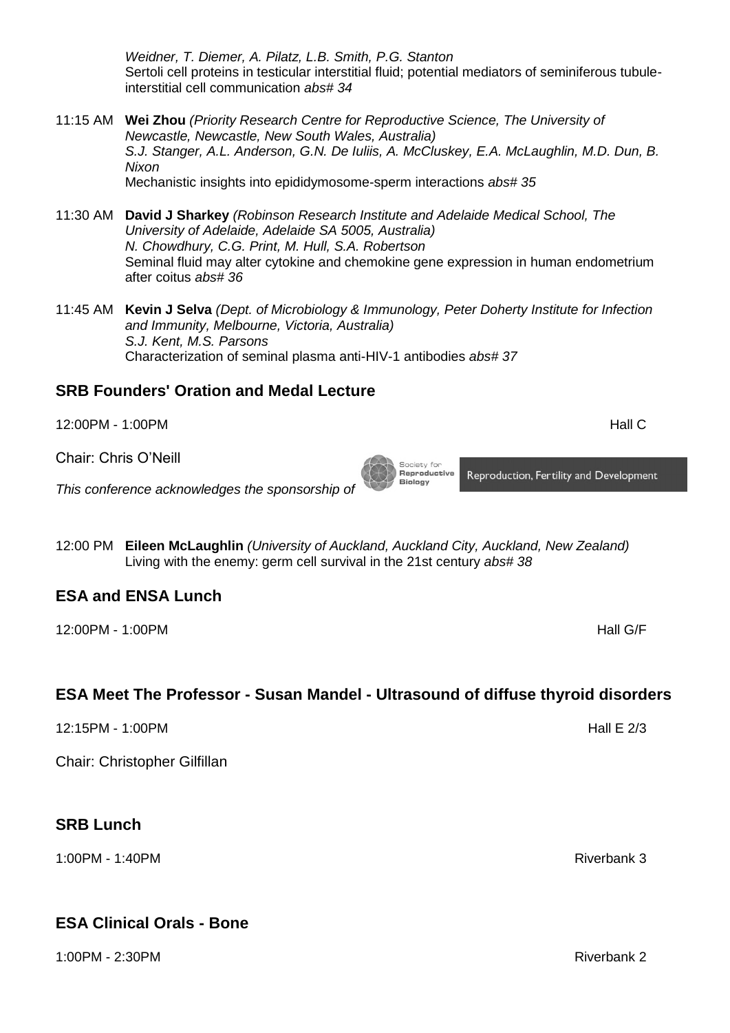*Weidner, T. Diemer, A. Pilatz, L.B. Smith, P.G. Stanton*
Sertoli cell proteins in testicular interstitial fluid; potential mediators of seminiferous tubule-interstitial cell communication *abs# 34*

11:15 AM **Wei Zhou** *(Priority Research Centre for Reproductive Science, The University of Newcastle, Newcastle, New South Wales, Australia)*
*S.J. Stanger, A.L. Anderson, G.N. De Iuliis, A. McCluskey, E.A. McLaughlin, M.D. Dun, B. Nixon*
Mechanistic insights into epididymosome-sperm interactions *abs# 35*

11:30 AM **David J Sharkey** *(Robinson Research Institute and Adelaide Medical School, The University of Adelaide, Adelaide SA 5005, Australia)*
*N. Chowdhury, C.G. Print, M. Hull, S.A. Robertson*
Seminal fluid may alter cytokine and chemokine gene expression in human endometrium after coitus *abs# 36*

11:45 AM **Kevin J Selva** *(Dept. of Microbiology & Immunology, Peter Doherty Institute for Infection and Immunity, Melbourne, Victoria, Australia)*
*S.J. Kent, M.S. Parsons*
Characterization of seminal plasma anti-HIV-1 antibodies *abs# 37*

## SRB Founders' Oration and Medal Lecture

12:00PM - 1:00PM Hall C

Chair: Chris O'Neill

*This conference acknowledges the sponsorship of* Society for Reproductive Biology — Reproduction, Fertility and Development

12:00 PM **Eileen McLaughlin** *(University of Auckland, Auckland City, Auckland, New Zealand)*
Living with the enemy: germ cell survival in the 21st century *abs# 38*

## ESA and ENSA Lunch

12:00PM - 1:00PM Hall G/F

## ESA Meet The Professor - Susan Mandel - Ultrasound of diffuse thyroid disorders

12:15PM - 1:00PM Hall E 2/3

Chair: Christopher Gilfillan

## SRB Lunch

1:00PM - 1:40PM Riverbank 3

## ESA Clinical Orals - Bone

1:00PM - 2:30PM Riverbank 2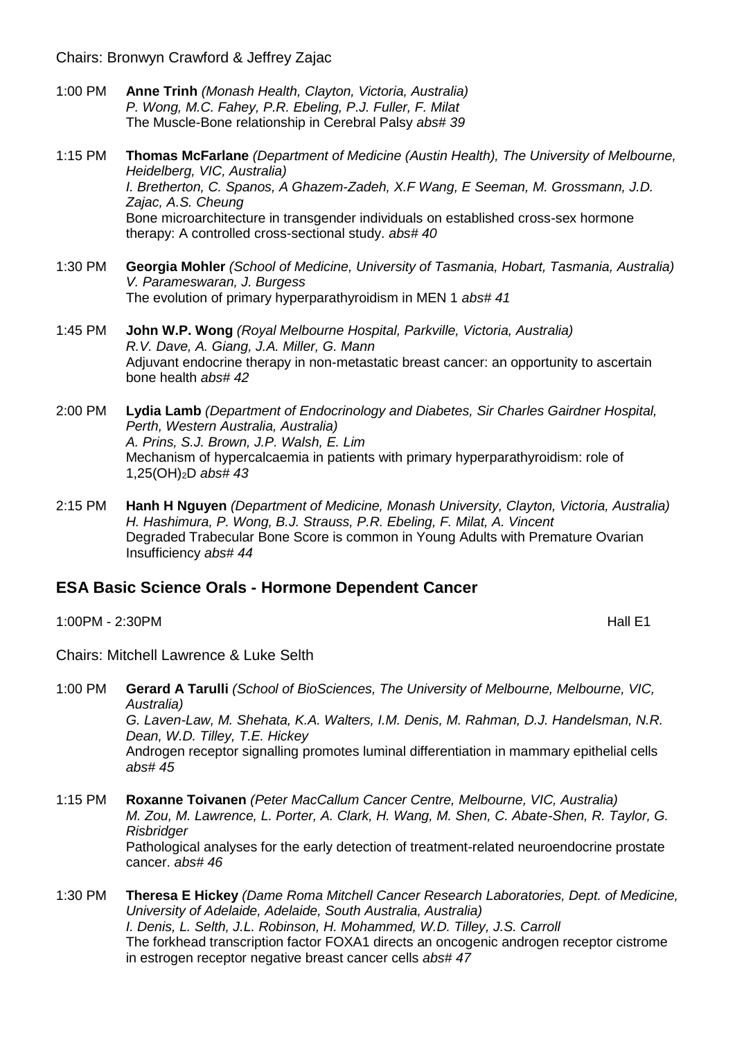Chairs: Bronwyn Crawford & Jeffrey Zajac

1:00 PM **Anne Trinh** *(Monash Health, Clayton, Victoria, Australia)*
*P. Wong, M.C. Fahey, P.R. Ebeling, P.J. Fuller, F. Milat*
The Muscle-Bone relationship in Cerebral Palsy *abs# 39*

1:15 PM **Thomas McFarlane** *(Department of Medicine (Austin Health), The University of Melbourne, Heidelberg, VIC, Australia)*
*I. Bretherton, C. Spanos, A Ghazem-Zadeh, X.F Wang, E Seeman, M. Grossmann, J.D. Zajac, A.S. Cheung*
Bone microarchitecture in transgender individuals on established cross-sex hormone therapy: A controlled cross-sectional study. *abs# 40*

1:30 PM **Georgia Mohler** *(School of Medicine, University of Tasmania, Hobart, Tasmania, Australia)*
*V. Parameswaran, J. Burgess*
The evolution of primary hyperparathyroidism in MEN 1 *abs# 41*

1:45 PM **John W.P. Wong** *(Royal Melbourne Hospital, Parkville, Victoria, Australia)*
*R.V. Dave, A. Giang, J.A. Miller, G. Mann*
Adjuvant endocrine therapy in non-metastatic breast cancer: an opportunity to ascertain bone health *abs# 42*

2:00 PM **Lydia Lamb** *(Department of Endocrinology and Diabetes, Sir Charles Gairdner Hospital, Perth, Western Australia, Australia)*
*A. Prins, S.J. Brown, J.P. Walsh, E. Lim*
Mechanism of hypercalcaemia in patients with primary hyperparathyroidism: role of 1,25$(OH)_2$D *abs# 43*

2:15 PM **Hanh H Nguyen** *(Department of Medicine, Monash University, Clayton, Victoria, Australia)*
*H. Hashimura, P. Wong, B.J. Strauss, P.R. Ebeling, F. Milat, A. Vincent*
Degraded Trabecular Bone Score is common in Young Adults with Premature Ovarian Insufficiency *abs# 44*

## ESA Basic Science Orals - Hormone Dependent Cancer

1:00PM - 2:30PM Hall E1

Chairs: Mitchell Lawrence & Luke Selth

1:00 PM **Gerard A Tarulli** *(School of BioSciences, The University of Melbourne, Melbourne, VIC, Australia)*
*G. Laven-Law, M. Shehata, K.A. Walters, I.M. Denis, M. Rahman, D.J. Handelsman, N.R. Dean, W.D. Tilley, T.E. Hickey*
Androgen receptor signalling promotes luminal differentiation in mammary epithelial cells *abs# 45*

1:15 PM **Roxanne Toivanen** *(Peter MacCallum Cancer Centre, Melbourne, VIC, Australia)*
*M. Zou, M. Lawrence, L. Porter, A. Clark, H. Wang, M. Shen, C. Abate-Shen, R. Taylor, G. Risbridger*
Pathological analyses for the early detection of treatment-related neuroendocrine prostate cancer. *abs# 46*

1:30 PM **Theresa E Hickey** *(Dame Roma Mitchell Cancer Research Laboratories, Dept. of Medicine, University of Adelaide, Adelaide, South Australia, Australia)*
*I. Denis, L. Selth, J.L. Robinson, H. Mohammed, W.D. Tilley, J.S. Carroll*
The forkhead transcription factor FOXA1 directs an oncogenic androgen receptor cistrome in estrogen receptor negative breast cancer cells *abs# 47*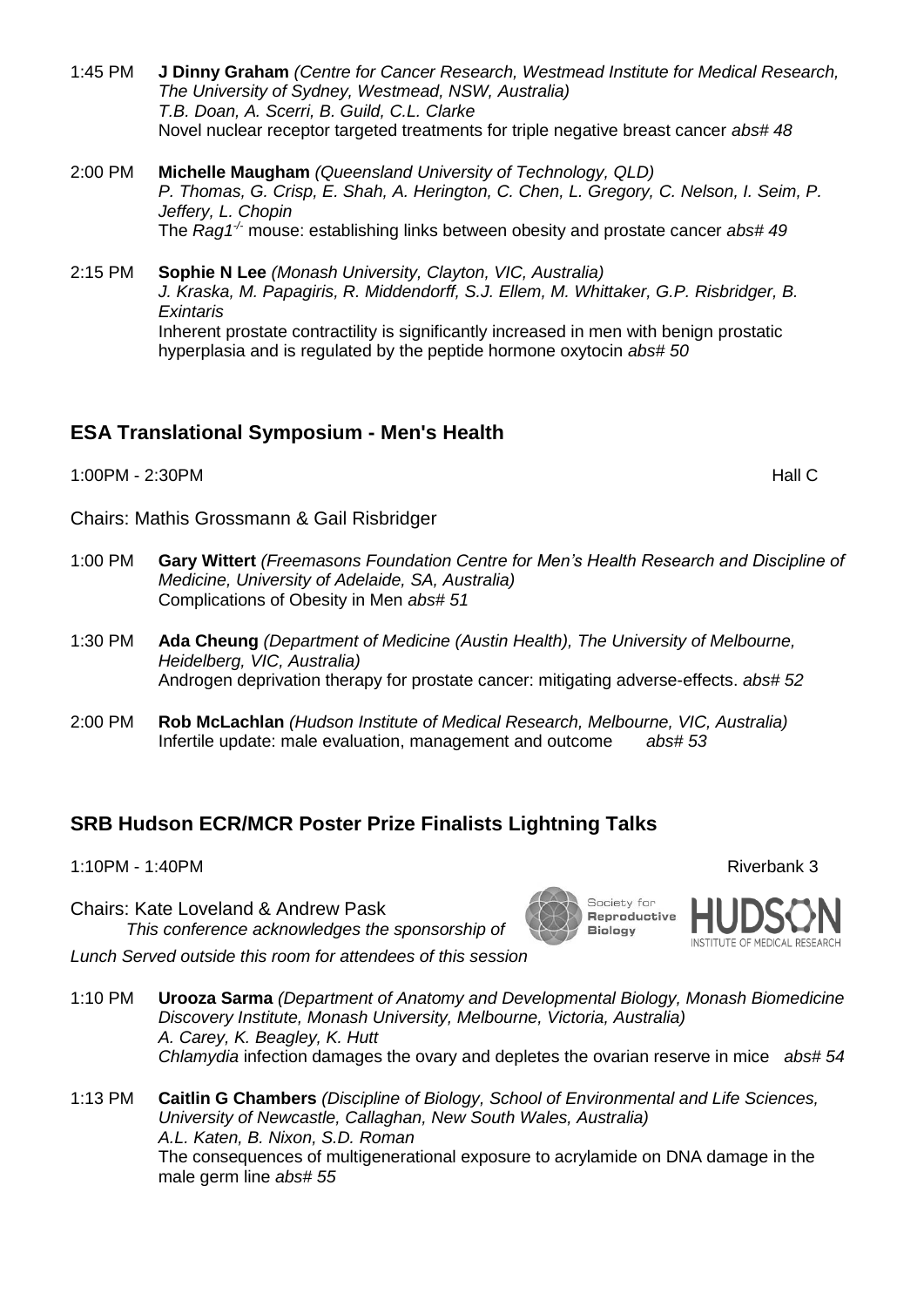1:45 PM **J Dinny Graham** *(Centre for Cancer Research, Westmead Institute for Medical Research, The University of Sydney, Westmead, NSW, Australia)*
*T.B. Doan, A. Scerri, B. Guild, C.L. Clarke*
Novel nuclear receptor targeted treatments for triple negative breast cancer *abs# 48*

2:00 PM **Michelle Maugham** *(Queensland University of Technology, QLD)*
*P. Thomas, G. Crisp, E. Shah, A. Herington, C. Chen, L. Gregory, C. Nelson, I. Seim, P. Jeffery, L. Chopin*
The *Rag1$^{-/-}$* mouse: establishing links between obesity and prostate cancer *abs# 49*

2:15 PM **Sophie N Lee** *(Monash University, Clayton, VIC, Australia)*
*J. Kraska, M. Papagiris, R. Middendorff, S.J. Ellem, M. Whittaker, G.P. Risbridger, B. Exintaris*
Inherent prostate contractility is significantly increased in men with benign prostatic hyperplasia and is regulated by the peptide hormone oxytocin *abs# 50*

## ESA Translational Symposium - Men's Health

1:00PM - 2:30PM Hall C

Chairs: Mathis Grossmann & Gail Risbridger

1:00 PM **Gary Wittert** *(Freemasons Foundation Centre for Men's Health Research and Discipline of Medicine, University of Adelaide, SA, Australia)*
Complications of Obesity in Men *abs# 51*

1:30 PM **Ada Cheung** *(Department of Medicine (Austin Health), The University of Melbourne, Heidelberg, VIC, Australia)*
Androgen deprivation therapy for prostate cancer: mitigating adverse-effects. *abs# 52*

2:00 PM **Rob McLachlan** *(Hudson Institute of Medical Research, Melbourne, VIC, Australia)*
Infertile update: male evaluation, management and outcome *abs# 53*

## SRB Hudson ECR/MCR Poster Prize Finalists Lightning Talks

1:10PM - 1:40PM Riverbank 3

Chairs: Kate Loveland & Andrew Pask
*This conference acknowledges the sponsorship of*

*Lunch Served outside this room for attendees of this session*

1:10 PM **Urooza Sarma** *(Department of Anatomy and Developmental Biology, Monash Biomedicine Discovery Institute, Monash University, Melbourne, Victoria, Australia)*
*A. Carey, K. Beagley, K. Hutt*
*Chlamydia* infection damages the ovary and depletes the ovarian reserve in mice *abs# 54*

1:13 PM **Caitlin G Chambers** *(Discipline of Biology, School of Environmental and Life Sciences, University of Newcastle, Callaghan, New South Wales, Australia)*
*A.L. Katen, B. Nixon, S.D. Roman*
The consequences of multigenerational exposure to acrylamide on DNA damage in the male germ line *abs# 55*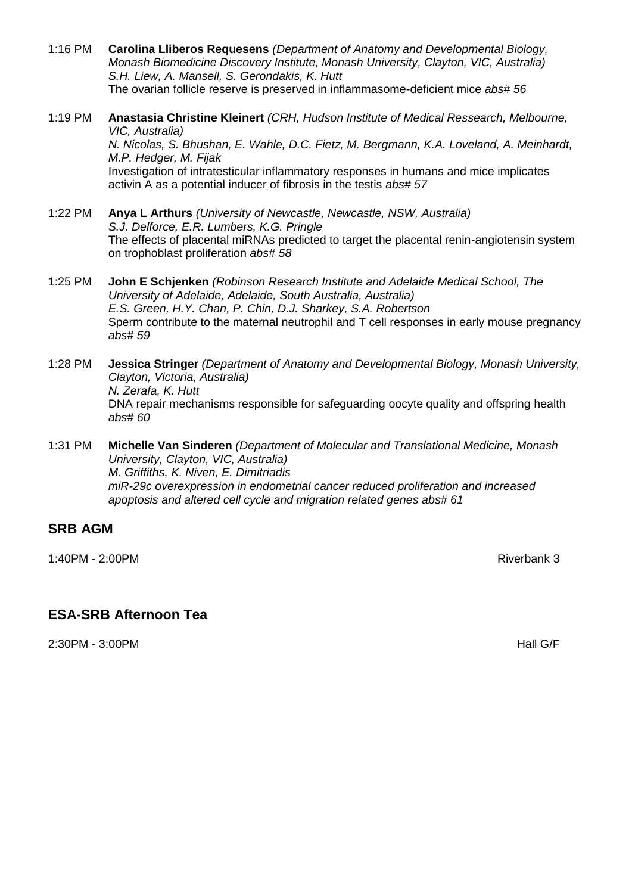1:16 PM **Carolina Lliberos Requesens** *(Department of Anatomy and Developmental Biology, Monash Biomedicine Discovery Institute, Monash University, Clayton, VIC, Australia)*
*S.H. Liew, A. Mansell, S. Gerondakis, K. Hutt*
The ovarian follicle reserve is preserved in inflammasome-deficient mice *abs# 56*

1:19 PM **Anastasia Christine Kleinert** *(CRH, Hudson Institute of Medical Ressearch, Melbourne, VIC, Australia)*
*N. Nicolas, S. Bhushan, E. Wahle, D.C. Fietz, M. Bergmann, K.A. Loveland, A. Meinhardt, M.P. Hedger, M. Fijak*
Investigation of intratesticular inflammatory responses in humans and mice implicates activin A as a potential inducer of fibrosis in the testis *abs# 57*

1:22 PM **Anya L Arthurs** *(University of Newcastle, Newcastle, NSW, Australia)*
*S.J. Delforce, E.R. Lumbers, K.G. Pringle*
The effects of placental miRNAs predicted to target the placental renin-angiotensin system on trophoblast proliferation *abs# 58*

1:25 PM **John E Schjenken** *(Robinson Research Institute and Adelaide Medical School, The University of Adelaide, Adelaide, South Australia, Australia)*
*E.S. Green, H.Y. Chan, P. Chin, D.J. Sharkey, S.A. Robertson*
Sperm contribute to the maternal neutrophil and T cell responses in early mouse pregnancy *abs# 59*

1:28 PM **Jessica Stringer** *(Department of Anatomy and Developmental Biology, Monash University, Clayton, Victoria, Australia)*
*N. Zerafa, K. Hutt*
DNA repair mechanisms responsible for safeguarding oocyte quality and offspring health *abs# 60*

1:31 PM **Michelle Van Sinderen** *(Department of Molecular and Translational Medicine, Monash University, Clayton, VIC, Australia)*
*M. Griffiths, K. Niven, E. Dimitriadis*
*miR-29c overexpression in endometrial cancer reduced proliferation and increased apoptosis and altered cell cycle and migration related genes abs# 61*

## SRB AGM

1:40PM - 2:00PM Riverbank 3

## ESA-SRB Afternoon Tea

2:30PM - 3:00PM Hall G/F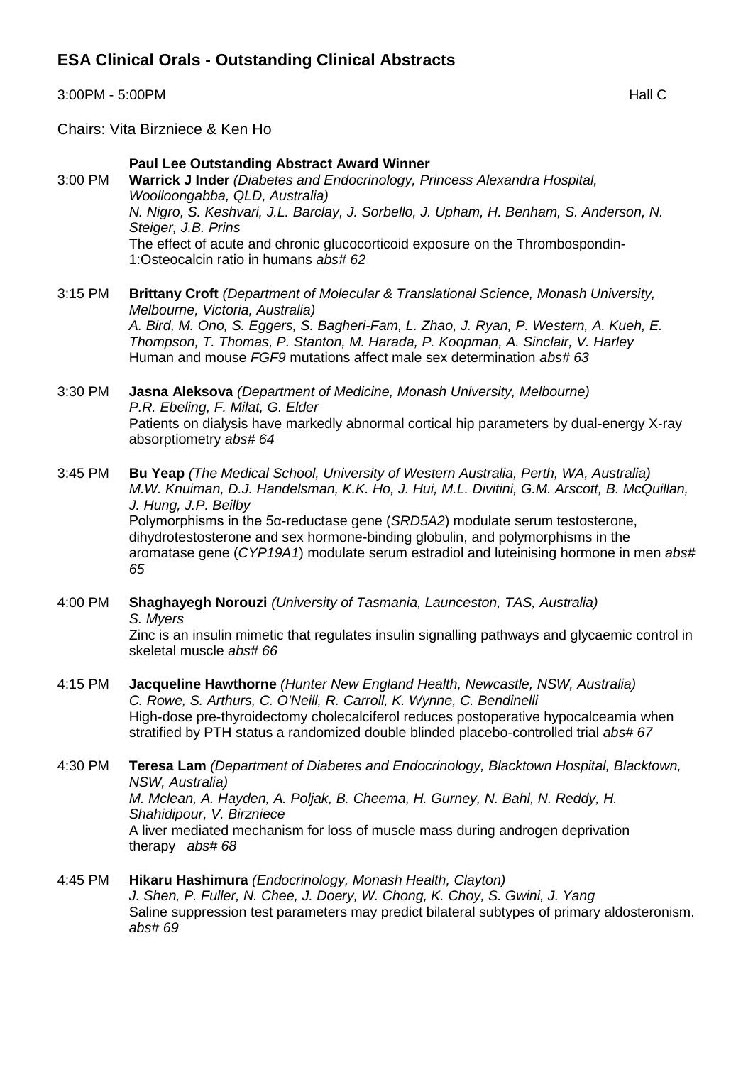## ESA Clinical Orals - Outstanding Clinical Abstracts

3:00PM - 5:00PM Hall C

Chairs: Vita Birzniece & Ken Ho

**Paul Lee Outstanding Abstract Award Winner**

3:00 PM **Warrick J Inder** *(Diabetes and Endocrinology, Princess Alexandra Hospital, Woolloongabba, QLD, Australia)*
*N. Nigro, S. Keshvari, J.L. Barclay, J. Sorbello, J. Upham, H. Benham, S. Anderson, N. Steiger, J.B. Prins*
The effect of acute and chronic glucocorticoid exposure on the Thrombospondin-1:Osteocalcin ratio in humans *abs# 62*

3:15 PM **Brittany Croft** *(Department of Molecular & Translational Science, Monash University, Melbourne, Victoria, Australia)*
*A. Bird, M. Ono, S. Eggers, S. Bagheri-Fam, L. Zhao, J. Ryan, P. Western, A. Kueh, E. Thompson, T. Thomas, P. Stanton, M. Harada, P. Koopman, A. Sinclair, V. Harley*
Human and mouse *FGF9* mutations affect male sex determination *abs# 63*

3:30 PM **Jasna Aleksova** *(Department of Medicine, Monash University, Melbourne)*
*P.R. Ebeling, F. Milat, G. Elder*
Patients on dialysis have markedly abnormal cortical hip parameters by dual-energy X-ray absorptiometry *abs# 64*

3:45 PM **Bu Yeap** *(The Medical School, University of Western Australia, Perth, WA, Australia)*
*M.W. Knuiman, D.J. Handelsman, K.K. Ho, J. Hui, M.L. Divitini, G.M. Arscott, B. McQuillan, J. Hung, J.P. Beilby*
Polymorphisms in the 5α-reductase gene (*SRD5A2*) modulate serum testosterone, dihydrotestosterone and sex hormone-binding globulin, and polymorphisms in the aromatase gene (*CYP19A1*) modulate serum estradiol and luteinising hormone in men *abs# 65*

4:00 PM **Shaghayegh Norouzi** *(University of Tasmania, Launceston, TAS, Australia)*
*S. Myers*
Zinc is an insulin mimetic that regulates insulin signalling pathways and glycaemic control in skeletal muscle *abs# 66*

4:15 PM **Jacqueline Hawthorne** *(Hunter New England Health, Newcastle, NSW, Australia)*
*C. Rowe, S. Arthurs, C. O'Neill, R. Carroll, K. Wynne, C. Bendinelli*
High-dose pre-thyroidectomy cholecalciferol reduces postoperative hypocalceamia when stratified by PTH status a randomized double blinded placebo-controlled trial *abs# 67*

4:30 PM **Teresa Lam** *(Department of Diabetes and Endocrinology, Blacktown Hospital, Blacktown, NSW, Australia)*
*M. Mclean, A. Hayden, A. Poljak, B. Cheema, H. Gurney, N. Bahl, N. Reddy, H. Shahidipour, V. Birzniece*
A liver mediated mechanism for loss of muscle mass during androgen deprivation therapy *abs# 68*

4:45 PM **Hikaru Hashimura** *(Endocrinology, Monash Health, Clayton)*
*J. Shen, P. Fuller, N. Chee, J. Doery, W. Chong, K. Choy, S. Gwini, J. Yang*
Saline suppression test parameters may predict bilateral subtypes of primary aldosteronism. *abs# 69*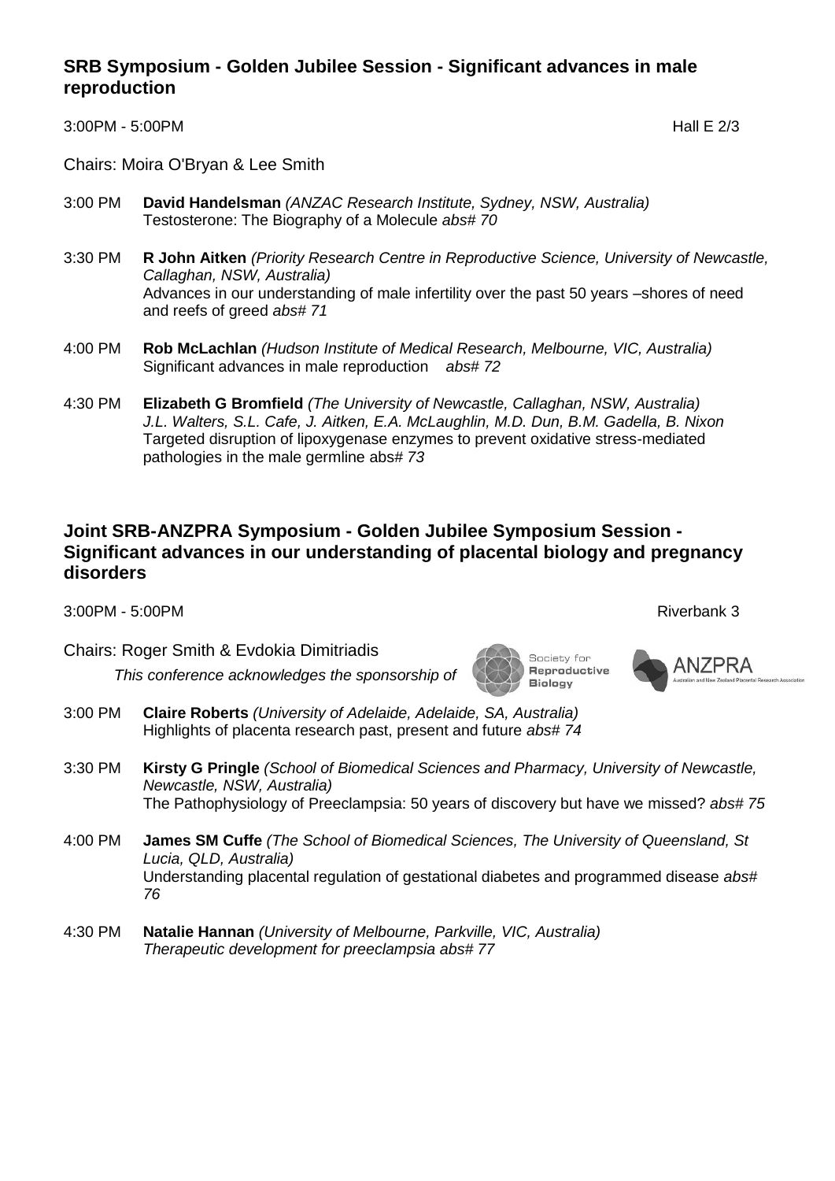## SRB Symposium - Golden Jubilee Session - Significant advances in male reproduction

3:00PM - 5:00PM Hall E 2/3

Chairs: Moira O'Bryan & Lee Smith

3:00 PM **David Handelsman** *(ANZAC Research Institute, Sydney, NSW, Australia)*
Testosterone: The Biography of a Molecule *abs# 70*

3:30 PM **R John Aitken** *(Priority Research Centre in Reproductive Science, University of Newcastle, Callaghan, NSW, Australia)*
Advances in our understanding of male infertility over the past 50 years –shores of need and reefs of greed *abs# 71*

4:00 PM **Rob McLachlan** *(Hudson Institute of Medical Research, Melbourne, VIC, Australia)*
Significant advances in male reproduction *abs# 72*

4:30 PM **Elizabeth G Bromfield** *(The University of Newcastle, Callaghan, NSW, Australia)*
*J.L. Walters, S.L. Cafe, J. Aitken, E.A. McLaughlin, M.D. Dun, B.M. Gadella, B. Nixon*
Targeted disruption of lipoxygenase enzymes to prevent oxidative stress-mediated pathologies in the male germline abs# *73*

## Joint SRB-ANZPRA Symposium - Golden Jubilee Symposium Session - Significant advances in our understanding of placental biology and pregnancy disorders

3:00PM - 5:00PM Riverbank 3

Chairs: Roger Smith & Evdokia Dimitriadis

*This conference acknowledges the sponsorship of* Society for Reproductive Biology ANZPRA Australian and New Zealand Placental Research Association

3:00 PM **Claire Roberts** *(University of Adelaide, Adelaide, SA, Australia)*
Highlights of placenta research past, present and future *abs# 74*

3:30 PM **Kirsty G Pringle** *(School of Biomedical Sciences and Pharmacy, University of Newcastle, Newcastle, NSW, Australia)*
The Pathophysiology of Preeclampsia: 50 years of discovery but have we missed? *abs# 75*

4:00 PM **James SM Cuffe** *(The School of Biomedical Sciences, The University of Queensland, St Lucia, QLD, Australia)*
Understanding placental regulation of gestational diabetes and programmed disease *abs# 76*

4:30 PM **Natalie Hannan** *(University of Melbourne, Parkville, VIC, Australia)*
*Therapeutic development for preeclampsia abs# 77*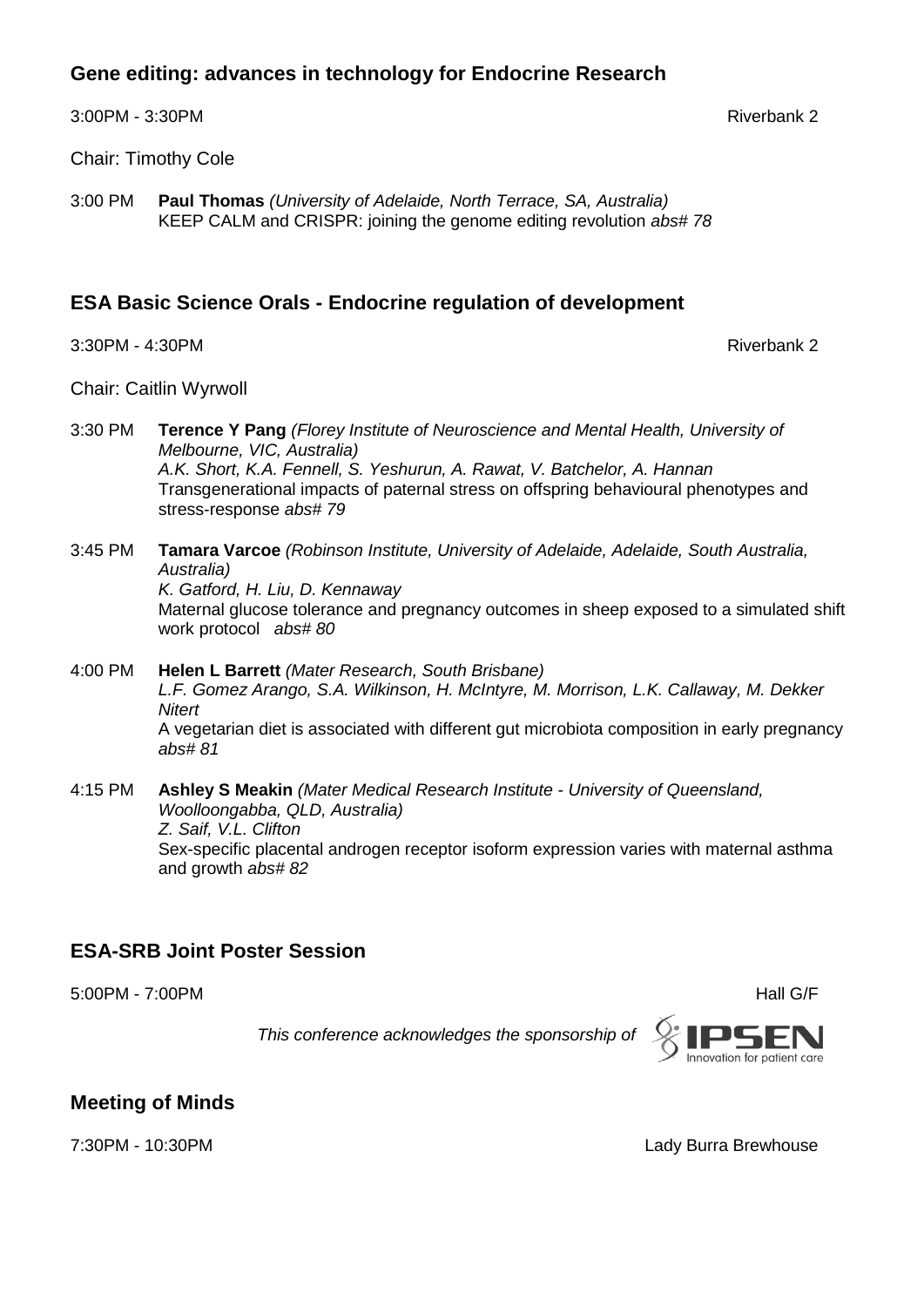## Gene editing: advances in technology for Endocrine Research

3:00PM - 3:30PM Riverbank 2

Chair: Timothy Cole

3:00 PM **Paul Thomas** *(University of Adelaide, North Terrace, SA, Australia)*
KEEP CALM and CRISPR: joining the genome editing revolution *abs# 78*

## ESA Basic Science Orals - Endocrine regulation of development

3:30PM - 4:30PM Riverbank 2

Chair: Caitlin Wyrwoll

3:30 PM **Terence Y Pang** *(Florey Institute of Neuroscience and Mental Health, University of Melbourne, VIC, Australia)*
*A.K. Short, K.A. Fennell, S. Yeshurun, A. Rawat, V. Batchelor, A. Hannan*
Transgenerational impacts of paternal stress on offspring behavioural phenotypes and stress-response *abs# 79*

3:45 PM **Tamara Varcoe** *(Robinson Institute, University of Adelaide, Adelaide, South Australia, Australia)*
*K. Gatford, H. Liu, D. Kennaway*
Maternal glucose tolerance and pregnancy outcomes in sheep exposed to a simulated shift work protocol *abs# 80*

4:00 PM **Helen L Barrett** *(Mater Research, South Brisbane)*
*L.F. Gomez Arango, S.A. Wilkinson, H. McIntyre, M. Morrison, L.K. Callaway, M. Dekker Nitert*
A vegetarian diet is associated with different gut microbiota composition in early pregnancy *abs# 81*

4:15 PM **Ashley S Meakin** *(Mater Medical Research Institute - University of Queensland, Woolloongabba, QLD, Australia)*
*Z. Saif, V.L. Clifton*
Sex-specific placental androgen receptor isoform expression varies with maternal asthma and growth *abs# 82*

## ESA-SRB Joint Poster Session

5:00PM - 7:00PM Hall G/F

*This conference acknowledges the sponsorship of* IPSEN Innovation for patient care

## Meeting of Minds

7:30PM - 10:30PM Lady Burra Brewhouse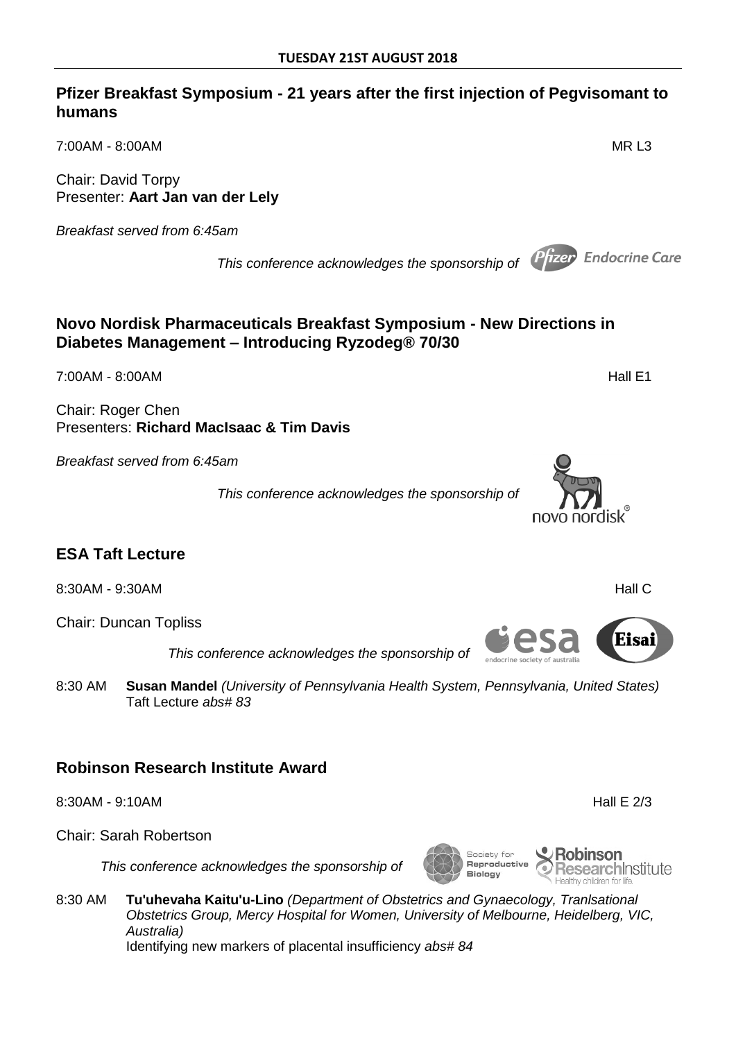**TUESDAY 21ST AUGUST 2018**

## Pfizer Breakfast Symposium - 21 years after the first injection of Pegvisomant to humans

7:00AM - 8:00AM MR L3

Chair: David Torpy
Presenter: **Aart Jan van der Lely**

*Breakfast served from 6:45am*

*This conference acknowledges the sponsorship of* Pfizer Endocrine Care

## Novo Nordisk Pharmaceuticals Breakfast Symposium - New Directions in Diabetes Management – Introducing Ryzodeg® 70/30

7:00AM - 8:00AM Hall E1

Chair: Roger Chen
Presenters: **Richard MacIsaac & Tim Davis**

*Breakfast served from 6:45am*

*This conference acknowledges the sponsorship of* novo nordisk®

## ESA Taft Lecture

8:30AM - 9:30AM Hall C

Chair: Duncan Topliss

*This conference acknowledges the sponsorship of* esa endocrine society of australia, Eisai

8:30 AM **Susan Mandel** *(University of Pennsylvania Health System, Pennsylvania, United States)*
Taft Lecture *abs# 83*

## Robinson Research Institute Award

8:30AM - 9:10AM Hall E 2/3

Chair: Sarah Robertson

*This conference acknowledges the sponsorship of* Society for Reproductive Biology, Robinson Research Institute Healthy children for life.

8:30 AM **Tu'uhevaha Kaitu'u-Lino** *(Department of Obstetrics and Gynaecology, Tranlsational Obstetrics Group, Mercy Hospital for Women, University of Melbourne, Heidelberg, VIC, Australia)*
Identifying new markers of placental insufficiency *abs# 84*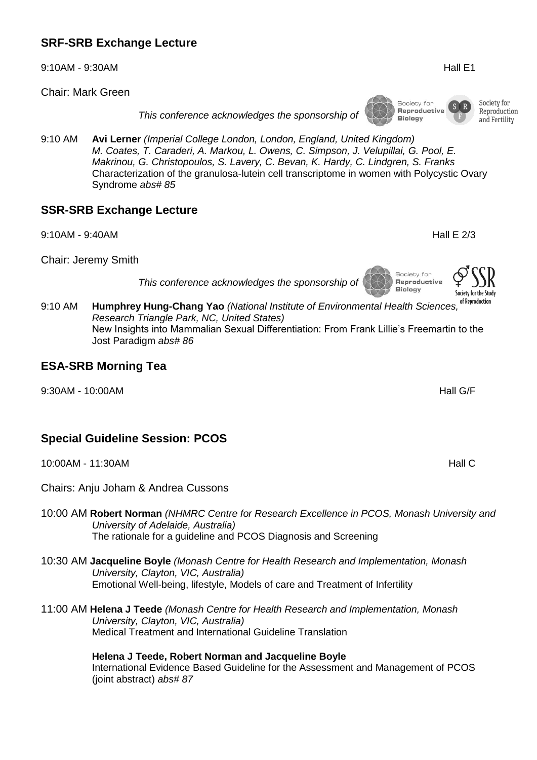## SRF-SRB Exchange Lecture

9:10AM - 9:30AM Hall E1

Chair: Mark Green

*This conference acknowledges the sponsorship of*

9:10 AM **Avi Lerner** *(Imperial College London, London, England, United Kingdom)*
*M. Coates, T. Caraderi, A. Markou, L. Owens, C. Simpson, J. Velupillai, G. Pool, E. Makrinou, G. Christopoulos, S. Lavery, C. Bevan, K. Hardy, C. Lindgren, S. Franks*
Characterization of the granulosa-lutein cell transcriptome in women with Polycystic Ovary Syndrome *abs# 85*

## SSR-SRB Exchange Lecture

9:10AM - 9:40AM Hall E 2/3

Chair: Jeremy Smith

*This conference acknowledges the sponsorship of*

9:10 AM **Humphrey Hung-Chang Yao** *(National Institute of Environmental Health Sciences, Research Triangle Park, NC, United States)*
New Insights into Mammalian Sexual Differentiation: From Frank Lillie's Freemartin to the Jost Paradigm *abs# 86*

## ESA-SRB Morning Tea

9:30AM - 10:00AM Hall G/F

## Special Guideline Session: PCOS

10:00AM - 11:30AM Hall C

Chairs: Anju Joham & Andrea Cussons

10:00 AM **Robert Norman** *(NHMRC Centre for Research Excellence in PCOS, Monash University and University of Adelaide, Australia)*
The rationale for a guideline and PCOS Diagnosis and Screening

10:30 AM **Jacqueline Boyle** *(Monash Centre for Health Research and Implementation, Monash University, Clayton, VIC, Australia)*
Emotional Well-being, lifestyle, Models of care and Treatment of Infertility

11:00 AM **Helena J Teede** *(Monash Centre for Health Research and Implementation, Monash University, Clayton, VIC, Australia)*
Medical Treatment and International Guideline Translation

**Helena J Teede, Robert Norman and Jacqueline Boyle**
International Evidence Based Guideline for the Assessment and Management of PCOS (joint abstract) *abs# 87*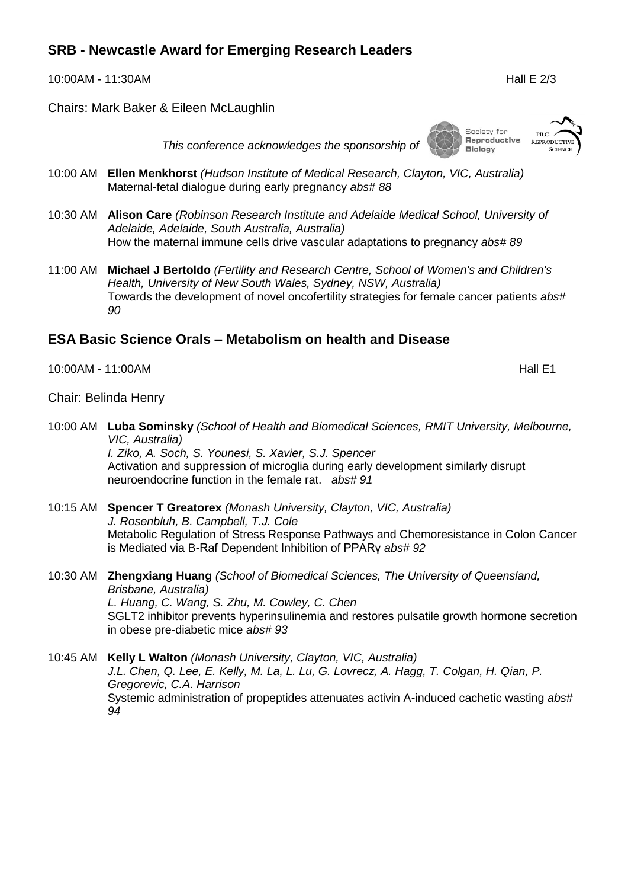## SRB - Newcastle Award for Emerging Research Leaders

10:00AM - 11:30AM Hall E 2/3

Chairs: Mark Baker & Eileen McLaughlin

*This conference acknowledges the sponsorship of* Society for Reproductive Biology, PRC Reproductive Science

10:00 AM **Ellen Menkhorst** *(Hudson Institute of Medical Research, Clayton, VIC, Australia)*
Maternal-fetal dialogue during early pregnancy *abs# 88*

10:30 AM **Alison Care** *(Robinson Research Institute and Adelaide Medical School, University of Adelaide, Adelaide, South Australia, Australia)*
How the maternal immune cells drive vascular adaptations to pregnancy *abs# 89*

11:00 AM **Michael J Bertoldo** *(Fertility and Research Centre, School of Women's and Children's Health, University of New South Wales, Sydney, NSW, Australia)*
Towards the development of novel oncofertility strategies for female cancer patients *abs# 90*

## ESA Basic Science Orals – Metabolism on health and Disease

10:00AM - 11:00AM Hall E1

Chair: Belinda Henry

10:00 AM **Luba Sominsky** *(School of Health and Biomedical Sciences, RMIT University, Melbourne, VIC, Australia)*
*I. Ziko, A. Soch, S. Younesi, S. Xavier, S.J. Spencer*
Activation and suppression of microglia during early development similarly disrupt neuroendocrine function in the female rat. *abs# 91*

10:15 AM **Spencer T Greatorex** *(Monash University, Clayton, VIC, Australia)*
*J. Rosenbluh, B. Campbell, T.J. Cole*
Metabolic Regulation of Stress Response Pathways and Chemoresistance in Colon Cancer is Mediated via B-Raf Dependent Inhibition of PPARγ *abs# 92*

10:30 AM **Zhengxiang Huang** *(School of Biomedical Sciences, The University of Queensland, Brisbane, Australia)*
*L. Huang, C. Wang, S. Zhu, M. Cowley, C. Chen*
SGLT2 inhibitor prevents hyperinsulinemia and restores pulsatile growth hormone secretion in obese pre-diabetic mice *abs# 93*

10:45 AM **Kelly L Walton** *(Monash University, Clayton, VIC, Australia)*
*J.L. Chen, Q. Lee, E. Kelly, M. La, L. Lu, G. Lovrecz, A. Hagg, T. Colgan, H. Qian, P. Gregorevic, C.A. Harrison*
Systemic administration of propeptides attenuates activin A-induced cachetic wasting *abs# 94*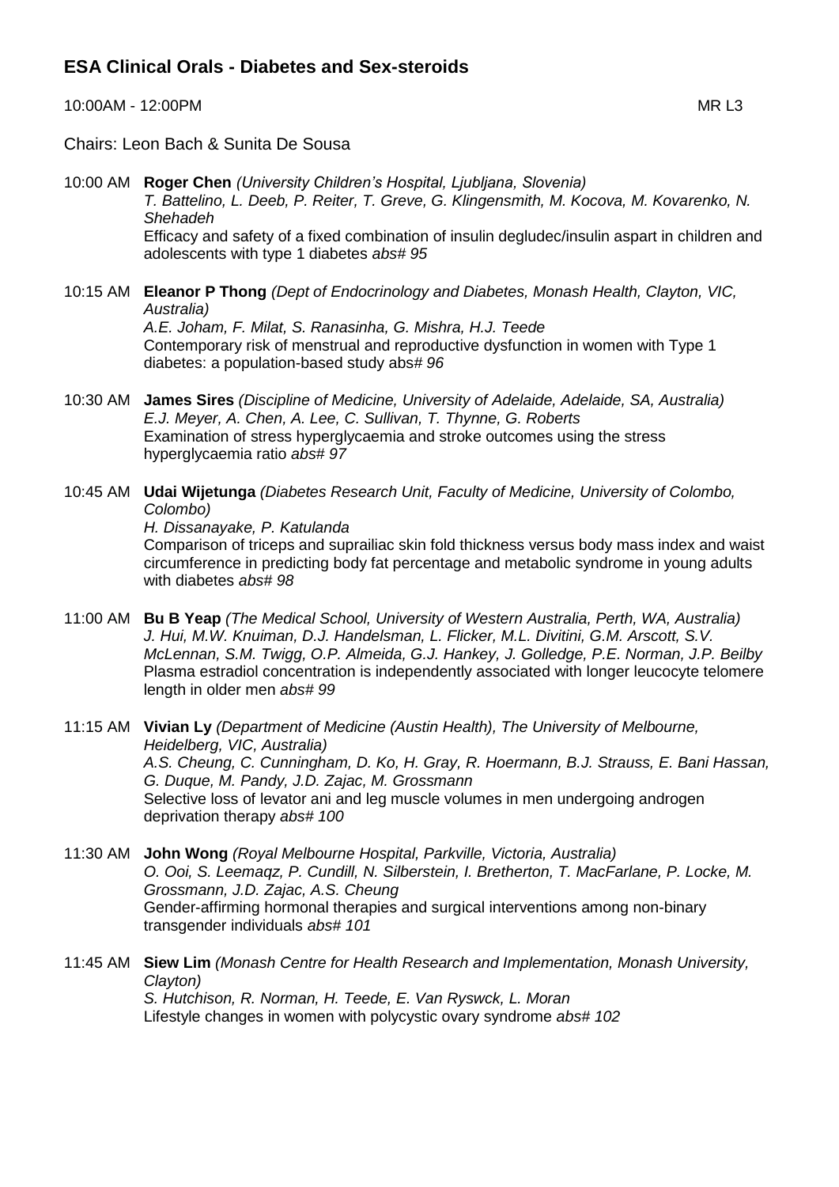## ESA Clinical Orals - Diabetes and Sex-steroids

10:00AM - 12:00PM MR L3

Chairs: Leon Bach & Sunita De Sousa

10:00 AM **Roger Chen** *(University Children's Hospital, Ljubljana, Slovenia)*
*T. Battelino, L. Deeb, P. Reiter, T. Greve, G. Klingensmith, M. Kocova, M. Kovarenko, N. Shehadeh*
Efficacy and safety of a fixed combination of insulin degludec/insulin aspart in children and adolescents with type 1 diabetes *abs# 95*

10:15 AM **Eleanor P Thong** *(Dept of Endocrinology and Diabetes, Monash Health, Clayton, VIC, Australia)*
*A.E. Joham, F. Milat, S. Ranasinha, G. Mishra, H.J. Teede*
Contemporary risk of menstrual and reproductive dysfunction in women with Type 1 diabetes: a population-based study abs*# 96*

10:30 AM **James Sires** *(Discipline of Medicine, University of Adelaide, Adelaide, SA, Australia)*
*E.J. Meyer, A. Chen, A. Lee, C. Sullivan, T. Thynne, G. Roberts*
Examination of stress hyperglycaemia and stroke outcomes using the stress hyperglycaemia ratio *abs# 97*

10:45 AM **Udai Wijetunga** *(Diabetes Research Unit, Faculty of Medicine, University of Colombo, Colombo)*
*H. Dissanayake, P. Katulanda*
Comparison of triceps and suprailiac skin fold thickness versus body mass index and waist circumference in predicting body fat percentage and metabolic syndrome in young adults with diabetes *abs# 98*

11:00 AM **Bu B Yeap** *(The Medical School, University of Western Australia, Perth, WA, Australia)*
*J. Hui, M.W. Knuiman, D.J. Handelsman, L. Flicker, M.L. Divitini, G.M. Arscott, S.V. McLennan, S.M. Twigg, O.P. Almeida, G.J. Hankey, J. Golledge, P.E. Norman, J.P. Beilby*
Plasma estradiol concentration is independently associated with longer leucocyte telomere length in older men *abs# 99*

11:15 AM **Vivian Ly** *(Department of Medicine (Austin Health), The University of Melbourne, Heidelberg, VIC, Australia)*
*A.S. Cheung, C. Cunningham, D. Ko, H. Gray, R. Hoermann, B.J. Strauss, E. Bani Hassan, G. Duque, M. Pandy, J.D. Zajac, M. Grossmann*
Selective loss of levator ani and leg muscle volumes in men undergoing androgen deprivation therapy *abs# 100*

11:30 AM **John Wong** *(Royal Melbourne Hospital, Parkville, Victoria, Australia)*
*O. Ooi, S. Leemaqz, P. Cundill, N. Silberstein, I. Bretherton, T. MacFarlane, P. Locke, M. Grossmann, J.D. Zajac, A.S. Cheung*
Gender-affirming hormonal therapies and surgical interventions among non-binary transgender individuals *abs# 101*

11:45 AM **Siew Lim** *(Monash Centre for Health Research and Implementation, Monash University, Clayton)*
*S. Hutchison, R. Norman, H. Teede, E. Van Ryswck, L. Moran*
Lifestyle changes in women with polycystic ovary syndrome *abs# 102*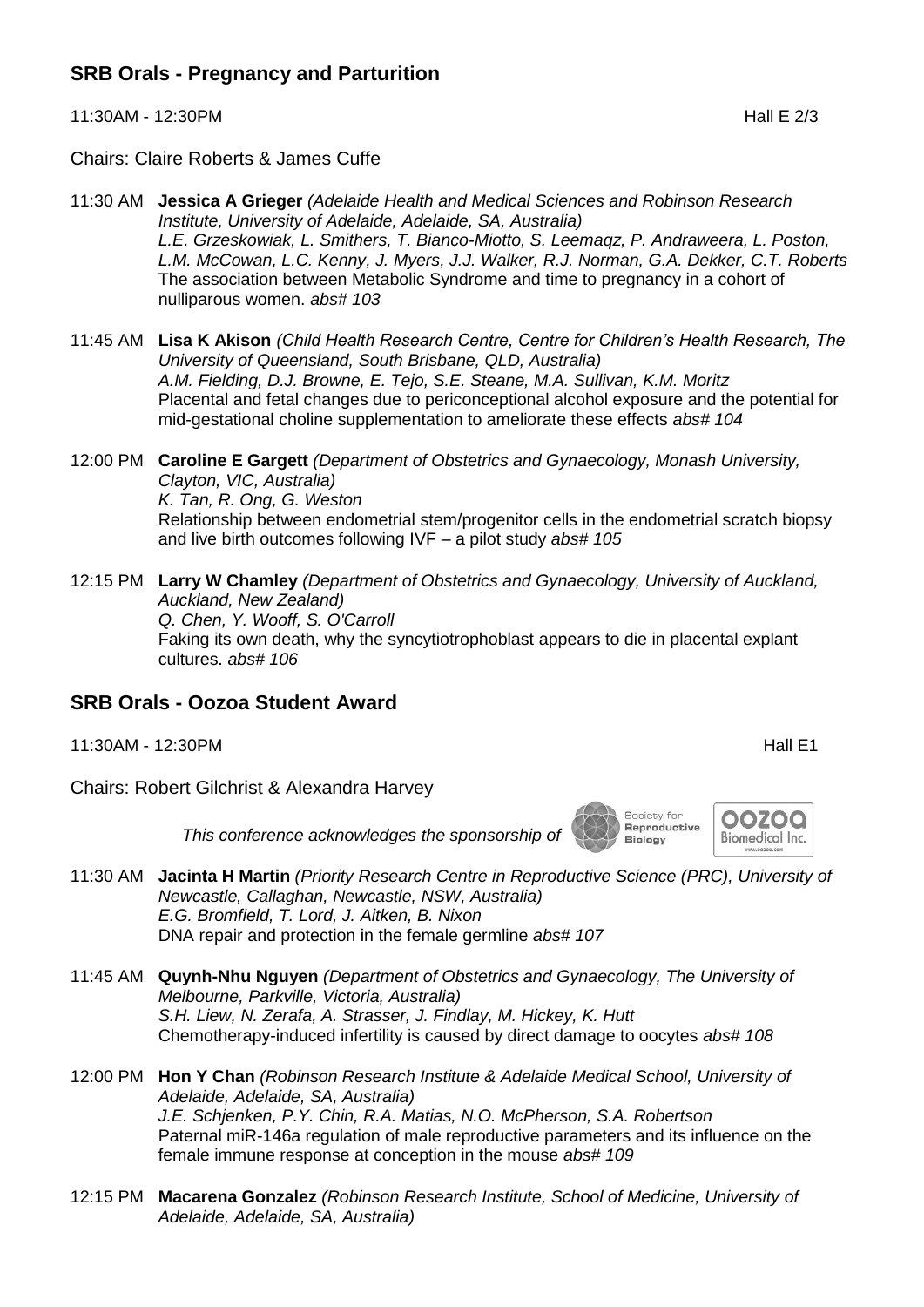## SRB Orals - Pregnancy and Parturition

11:30AM - 12:30PM Hall E 2/3

Chairs: Claire Roberts & James Cuffe

11:30 AM **Jessica A Grieger** *(Adelaide Health and Medical Sciences and Robinson Research Institute, University of Adelaide, Adelaide, SA, Australia)*
*L.E. Grzeskowiak, L. Smithers, T. Bianco-Miotto, S. Leemaqz, P. Andraweera, L. Poston, L.M. McCowan, L.C. Kenny, J. Myers, J.J. Walker, R.J. Norman, G.A. Dekker, C.T. Roberts*
The association between Metabolic Syndrome and time to pregnancy in a cohort of nulliparous women. *abs# 103*

11:45 AM **Lisa K Akison** *(Child Health Research Centre, Centre for Children's Health Research, The University of Queensland, South Brisbane, QLD, Australia)*
*A.M. Fielding, D.J. Browne, E. Tejo, S.E. Steane, M.A. Sullivan, K.M. Moritz*
Placental and fetal changes due to periconceptional alcohol exposure and the potential for mid-gestational choline supplementation to ameliorate these effects *abs# 104*

12:00 PM **Caroline E Gargett** *(Department of Obstetrics and Gynaecology, Monash University, Clayton, VIC, Australia)*
*K. Tan, R. Ong, G. Weston*
Relationship between endometrial stem/progenitor cells in the endometrial scratch biopsy and live birth outcomes following IVF – a pilot study *abs# 105*

12:15 PM **Larry W Chamley** *(Department of Obstetrics and Gynaecology, University of Auckland, Auckland, New Zealand)*
*Q. Chen, Y. Wooff, S. O'Carroll*
Faking its own death, why the syncytiotrophoblast appears to die in placental explant cultures. *abs# 106*

## SRB Orals - Oozoa Student Award

11:30AM - 12:30PM Hall E1

Chairs: Robert Gilchrist & Alexandra Harvey

*This conference acknowledges the sponsorship of*

11:30 AM **Jacinta H Martin** *(Priority Research Centre in Reproductive Science (PRC), University of Newcastle, Callaghan, Newcastle, NSW, Australia)*
*E.G. Bromfield, T. Lord, J. Aitken, B. Nixon*
DNA repair and protection in the female germline *abs# 107*

11:45 AM **Quynh-Nhu Nguyen** *(Department of Obstetrics and Gynaecology, The University of Melbourne, Parkville, Victoria, Australia)*
*S.H. Liew, N. Zerafa, A. Strasser, J. Findlay, M. Hickey, K. Hutt*
Chemotherapy-induced infertility is caused by direct damage to oocytes *abs# 108*

12:00 PM **Hon Y Chan** *(Robinson Research Institute & Adelaide Medical School, University of Adelaide, Adelaide, SA, Australia)*
*J.E. Schjenken, P.Y. Chin, R.A. Matias, N.O. McPherson, S.A. Robertson*
Paternal miR-146a regulation of male reproductive parameters and its influence on the female immune response at conception in the mouse *abs# 109*

12:15 PM **Macarena Gonzalez** *(Robinson Research Institute, School of Medicine, University of Adelaide, Adelaide, SA, Australia)*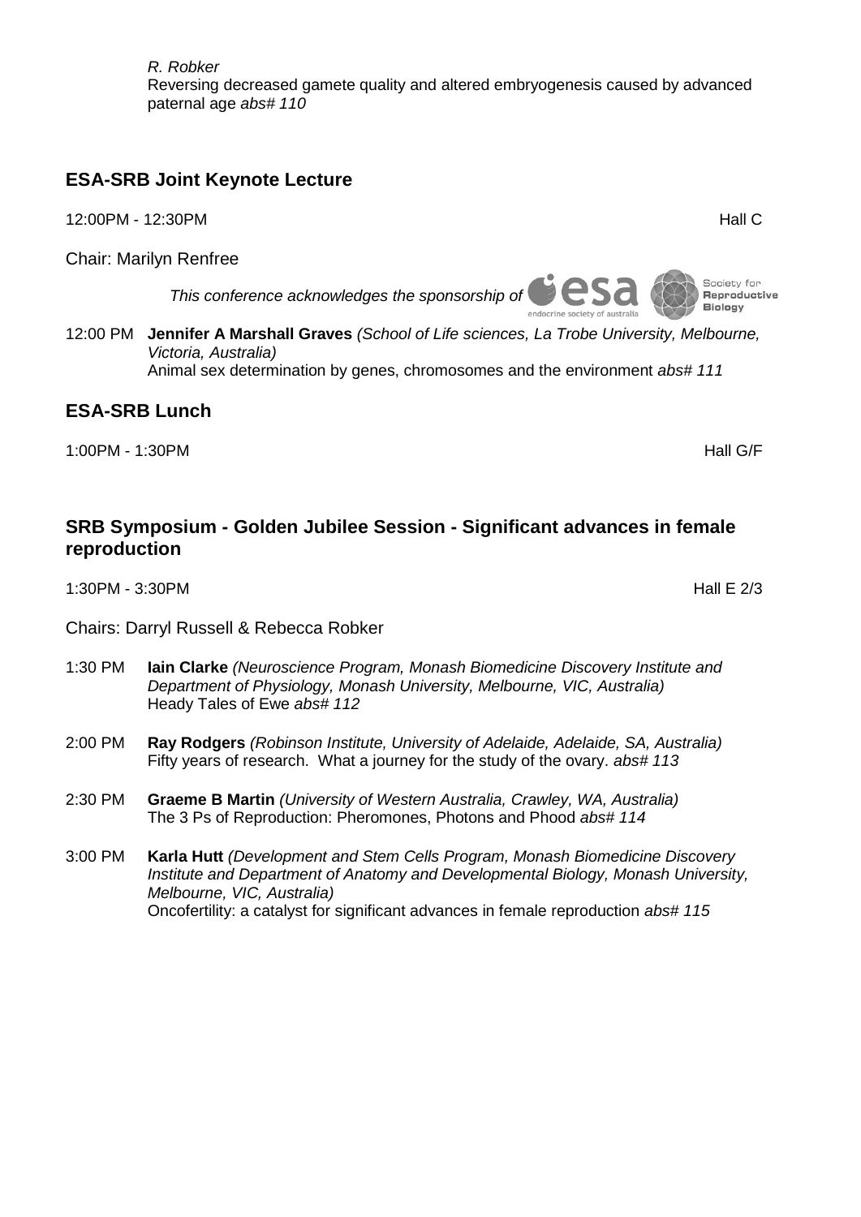*R. Robker*
Reversing decreased gamete quality and altered embryogenesis caused by advanced paternal age *abs# 110*

## ESA-SRB Joint Keynote Lecture

12:00PM - 12:30PM Hall C

Chair: Marilyn Renfree

*This conference acknowledges the sponsorship of* esa endocrine society of australia, Society for Reproductive Biology

12:00 PM **Jennifer A Marshall Graves** *(School of Life sciences, La Trobe University, Melbourne, Victoria, Australia)*
Animal sex determination by genes, chromosomes and the environment *abs# 111*

## ESA-SRB Lunch

1:00PM - 1:30PM Hall G/F

## SRB Symposium - Golden Jubilee Session - Significant advances in female reproduction

1:30PM - 3:30PM Hall E 2/3

Chairs: Darryl Russell & Rebecca Robker

1:30 PM **Iain Clarke** *(Neuroscience Program, Monash Biomedicine Discovery Institute and Department of Physiology, Monash University, Melbourne, VIC, Australia)*
Heady Tales of Ewe *abs# 112*

2:00 PM **Ray Rodgers** *(Robinson Institute, University of Adelaide, Adelaide, SA, Australia)*
Fifty years of research. What a journey for the study of the ovary. *abs# 113*

2:30 PM **Graeme B Martin** *(University of Western Australia, Crawley, WA, Australia)*
The 3 Ps of Reproduction: Pheromones, Photons and Phood *abs# 114*

3:00 PM **Karla Hutt** *(Development and Stem Cells Program, Monash Biomedicine Discovery Institute and Department of Anatomy and Developmental Biology, Monash University, Melbourne, VIC, Australia)*
Oncofertility: a catalyst for significant advances in female reproduction *abs# 115*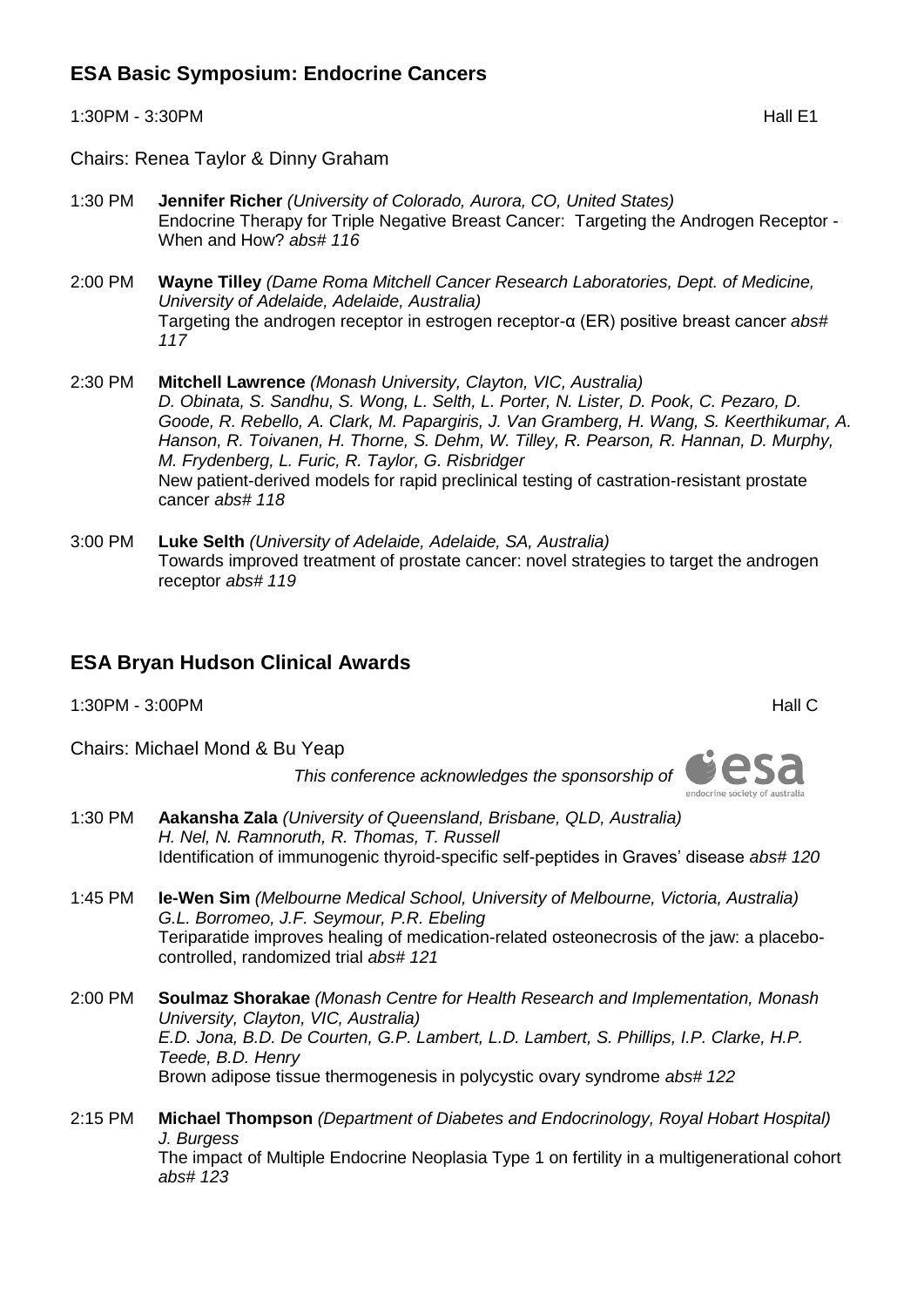## ESA Basic Symposium: Endocrine Cancers

1:30PM - 3:30PM Hall E1

Chairs: Renea Taylor & Dinny Graham

1:30 PM **Jennifer Richer** *(University of Colorado, Aurora, CO, United States)*
Endocrine Therapy for Triple Negative Breast Cancer: Targeting the Androgen Receptor - When and How? *abs# 116*

2:00 PM **Wayne Tilley** *(Dame Roma Mitchell Cancer Research Laboratories, Dept. of Medicine, University of Adelaide, Adelaide, Australia)*
Targeting the androgen receptor in estrogen receptor-α (ER) positive breast cancer *abs# 117*

2:30 PM **Mitchell Lawrence** *(Monash University, Clayton, VIC, Australia)*
*D. Obinata, S. Sandhu, S. Wong, L. Selth, L. Porter, N. Lister, D. Pook, C. Pezaro, D. Goode, R. Rebello, A. Clark, M. Papargiris, J. Van Gramberg, H. Wang, S. Keerthikumar, A. Hanson, R. Toivanen, H. Thorne, S. Dehm, W. Tilley, R. Pearson, R. Hannan, D. Murphy, M. Frydenberg, L. Furic, R. Taylor, G. Risbridger*
New patient-derived models for rapid preclinical testing of castration-resistant prostate cancer *abs# 118*

3:00 PM **Luke Selth** *(University of Adelaide, Adelaide, SA, Australia)*
Towards improved treatment of prostate cancer: novel strategies to target the androgen receptor *abs# 119*

## ESA Bryan Hudson Clinical Awards

1:30PM - 3:00PM Hall C

Chairs: Michael Mond & Bu Yeap

*This conference acknowledges the sponsorship of* esa endocrine society of australia

1:30 PM **Aakansha Zala** *(University of Queensland, Brisbane, QLD, Australia)*
*H. Nel, N. Ramnoruth, R. Thomas, T. Russell*
Identification of immunogenic thyroid-specific self-peptides in Graves' disease *abs# 120*

1:45 PM **Ie-Wen Sim** *(Melbourne Medical School, University of Melbourne, Victoria, Australia)*
*G.L. Borromeo, J.F. Seymour, P.R. Ebeling*
Teriparatide improves healing of medication-related osteonecrosis of the jaw: a placebo-controlled, randomized trial *abs# 121*

2:00 PM **Soulmaz Shorakae** *(Monash Centre for Health Research and Implementation, Monash University, Clayton, VIC, Australia)*
*E.D. Jona, B.D. De Courten, G.P. Lambert, L.D. Lambert, S. Phillips, I.P. Clarke, H.P. Teede, B.D. Henry*
Brown adipose tissue thermogenesis in polycystic ovary syndrome *abs# 122*

2:15 PM **Michael Thompson** *(Department of Diabetes and Endocrinology, Royal Hobart Hospital)*
*J. Burgess*
The impact of Multiple Endocrine Neoplasia Type 1 on fertility in a multigenerational cohort *abs# 123*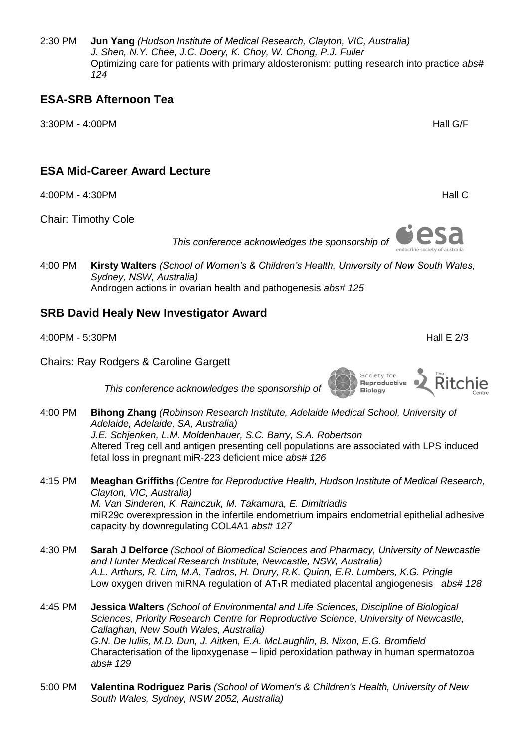2:30 PM **Jun Yang** *(Hudson Institute of Medical Research, Clayton, VIC, Australia)*
*J. Shen, N.Y. Chee, J.C. Doery, K. Choy, W. Chong, P.J. Fuller*
Optimizing care for patients with primary aldosteronism: putting research into practice *abs# 124*

## ESA-SRB Afternoon Tea

3:30PM - 4:00PM Hall G/F

## ESA Mid-Career Award Lecture

4:00PM - 4:30PM Hall C

Chair: Timothy Cole

*This conference acknowledges the sponsorship of* esa endocrine society of australia

4:00 PM **Kirsty Walters** *(School of Women's & Children's Health, University of New South Wales, Sydney, NSW, Australia)*
Androgen actions in ovarian health and pathogenesis *abs# 125*

## SRB David Healy New Investigator Award

4:00PM - 5:30PM Hall E 2/3

Chairs: Ray Rodgers & Caroline Gargett

*This conference acknowledges the sponsorship of* Society for Reproductive Biology, The Ritchie Centre

4:00 PM **Bihong Zhang** *(Robinson Research Institute, Adelaide Medical School, University of Adelaide, Adelaide, SA, Australia)*
*J.E. Schjenken, L.M. Moldenhauer, S.C. Barry, S.A. Robertson*
Altered Treg cell and antigen presenting cell populations are associated with LPS induced fetal loss in pregnant miR-223 deficient mice *abs# 126*

4:15 PM **Meaghan Griffiths** *(Centre for Reproductive Health, Hudson Institute of Medical Research, Clayton, VIC, Australia)*
*M. Van Sinderen, K. Rainczuk, M. Takamura, E. Dimitriadis*
miR29c overexpression in the infertile endometrium impairs endometrial epithelial adhesive capacity by downregulating COL4A1 *abs# 127*

4:30 PM **Sarah J Delforce** *(School of Biomedical Sciences and Pharmacy, University of Newcastle and Hunter Medical Research Institute, Newcastle, NSW, Australia)*
*A.L. Arthurs, R. Lim, M.A. Tadros, H. Drury, R.K. Quinn, E.R. Lumbers, K.G. Pringle*
Low oxygen driven miRNA regulation of $AT_1R$ mediated placental angiogenesis *abs# 128*

4:45 PM **Jessica Walters** *(School of Environmental and Life Sciences, Discipline of Biological Sciences, Priority Research Centre for Reproductive Science, University of Newcastle, Callaghan, New South Wales, Australia)*
*G.N. De Iuliis, M.D. Dun, J. Aitken, E.A. McLaughlin, B. Nixon, E.G. Bromfield*
Characterisation of the lipoxygenase – lipid peroxidation pathway in human spermatozoa *abs# 129*

5:00 PM **Valentina Rodriguez Paris** *(School of Women's & Children's Health, University of New South Wales, Sydney, NSW 2052, Australia)*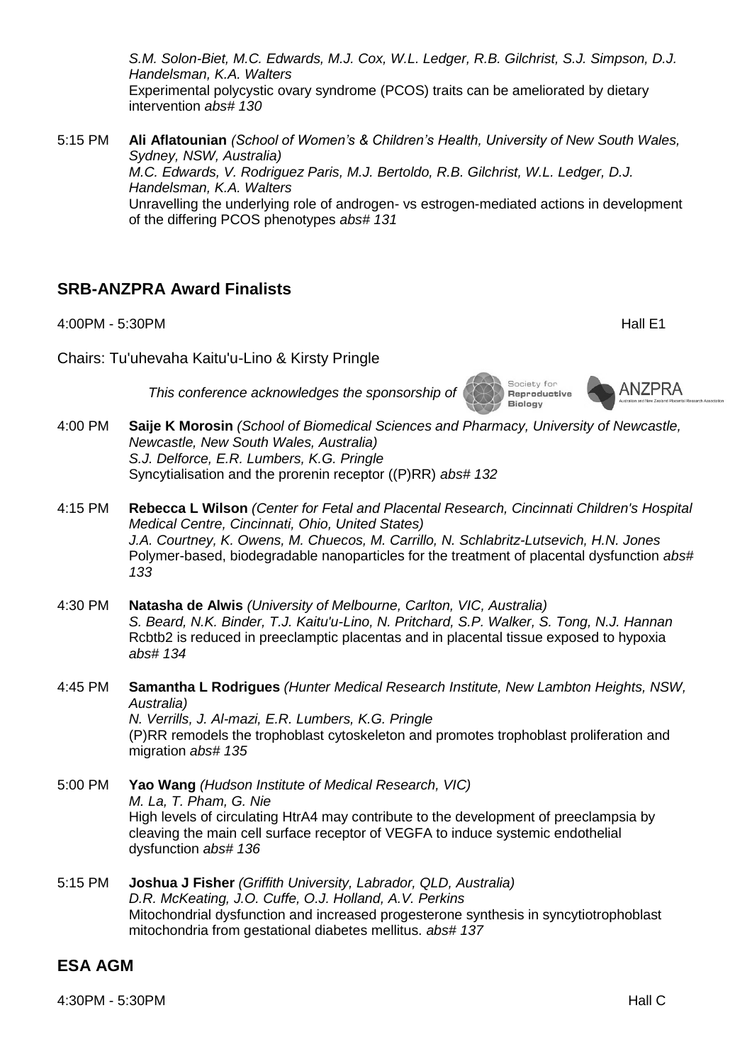*S.M. Solon-Biet, M.C. Edwards, M.J. Cox, W.L. Ledger, R.B. Gilchrist, S.J. Simpson, D.J. Handelsman, K.A. Walters*
Experimental polycystic ovary syndrome (PCOS) traits can be ameliorated by dietary intervention *abs# 130*

5:15 PM **Ali Aflatounian** *(School of Women's & Children's Health, University of New South Wales, Sydney, NSW, Australia)*
*M.C. Edwards, V. Rodriguez Paris, M.J. Bertoldo, R.B. Gilchrist, W.L. Ledger, D.J. Handelsman, K.A. Walters*
Unravelling the underlying role of androgen- vs estrogen-mediated actions in development of the differing PCOS phenotypes *abs# 131*

## SRB-ANZPRA Award Finalists

4:00PM - 5:30PM Hall E1

Chairs: Tu'uhevaha Kaitu'u-Lino & Kirsty Pringle

*This conference acknowledges the sponsorship of* Society for Reproductive Biology, ANZPRA

4:00 PM **Saije K Morosin** *(School of Biomedical Sciences and Pharmacy, University of Newcastle, Newcastle, New South Wales, Australia)*
*S.J. Delforce, E.R. Lumbers, K.G. Pringle*
Syncytialisation and the prorenin receptor ((P)RR) *abs# 132*

4:15 PM **Rebecca L Wilson** *(Center for Fetal and Placental Research, Cincinnati Children's Hospital Medical Centre, Cincinnati, Ohio, United States)*
*J.A. Courtney, K. Owens, M. Chuecos, M. Carrillo, N. Schlabritz-Lutsevich, H.N. Jones*
Polymer-based, biodegradable nanoparticles for the treatment of placental dysfunction *abs# 133*

4:30 PM **Natasha de Alwis** *(University of Melbourne, Carlton, VIC, Australia)*
*S. Beard, N.K. Binder, T.J. Kaitu'u-Lino, N. Pritchard, S.P. Walker, S. Tong, N.J. Hannan*
Rcbtb2 is reduced in preeclamptic placentas and in placental tissue exposed to hypoxia *abs# 134*

4:45 PM **Samantha L Rodrigues** *(Hunter Medical Research Institute, New Lambton Heights, NSW, Australia)*
*N. Verrills, J. Al-mazi, E.R. Lumbers, K.G. Pringle*
(P)RR remodels the trophoblast cytoskeleton and promotes trophoblast proliferation and migration *abs# 135*

5:00 PM **Yao Wang** *(Hudson Institute of Medical Research, VIC)*
*M. La, T. Pham, G. Nie*
High levels of circulating HtrA4 may contribute to the development of preeclampsia by cleaving the main cell surface receptor of VEGFA to induce systemic endothelial dysfunction *abs# 136*

5:15 PM **Joshua J Fisher** *(Griffith University, Labrador, QLD, Australia)*
*D.R. McKeating, J.O. Cuffe, O.J. Holland, A.V. Perkins*
Mitochondrial dysfunction and increased progesterone synthesis in syncytiotrophoblast mitochondria from gestational diabetes mellitus. *abs# 137*

## ESA AGM

4:30PM - 5:30PM Hall C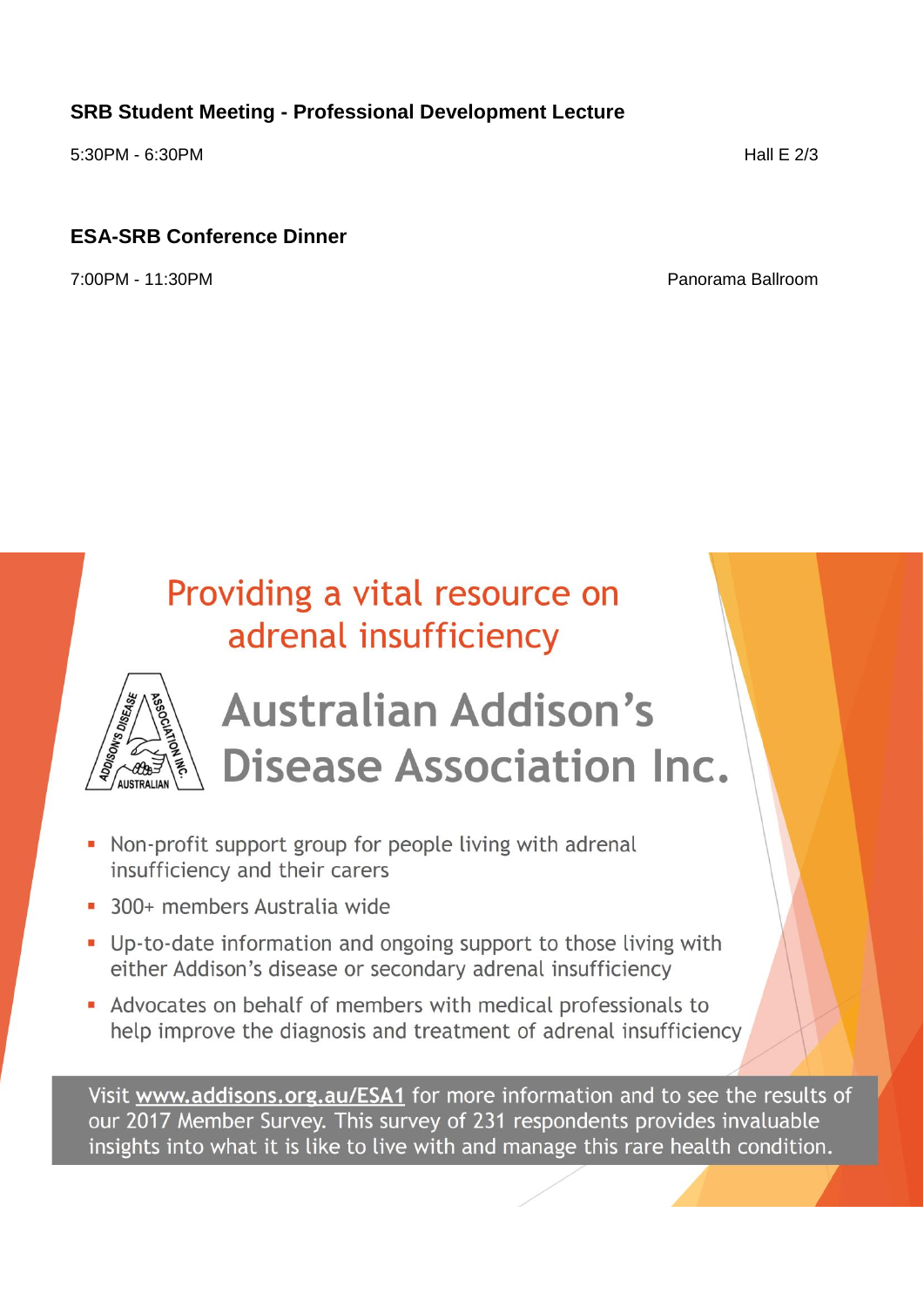**SRB Student Meeting - Professional Development Lecture**

5:30PM - 6:30PM

Hall E 2/3

**ESA-SRB Conference Dinner**

7:00PM - 11:30PM

Panorama Ballroom

## Providing a vital resource on adrenal insufficiency

# Australian Addison's Disease Association Inc.

- Non-profit support group for people living with adrenal insufficiency and their carers
- 300+ members Australia wide
- Up-to-date information and ongoing support to those living with either Addison's disease or secondary adrenal insufficiency
- Advocates on behalf of members with medical professionals to help improve the diagnosis and treatment of adrenal insufficiency

Visit www.addisons.org.au/ESA1 for more information and to see the results of our 2017 Member Survey. This survey of 231 respondents provides invaluable insights into what it is like to live with and manage this rare health condition.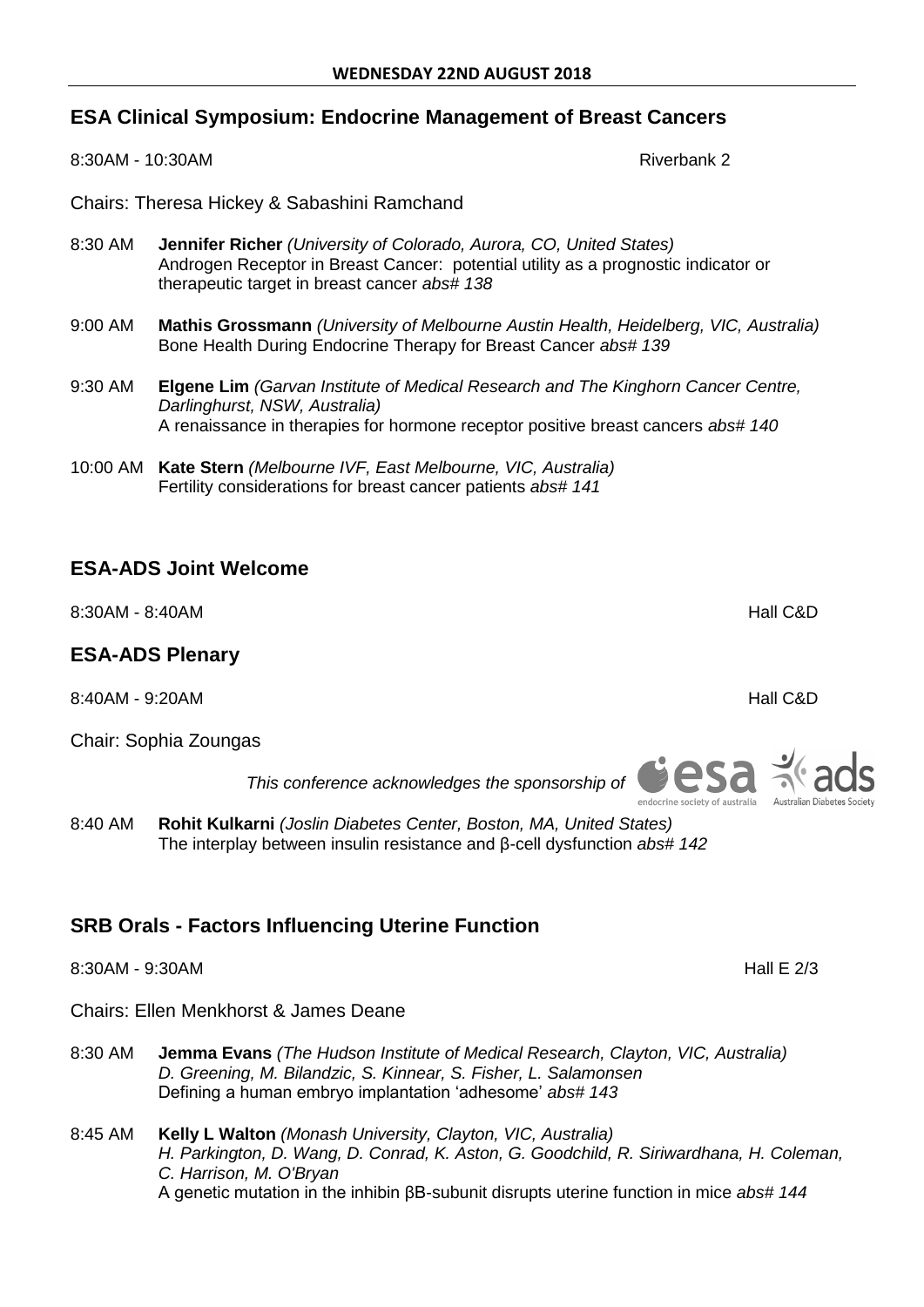**WEDNESDAY 22ND AUGUST 2018**

## ESA Clinical Symposium: Endocrine Management of Breast Cancers

8:30AM - 10:30AM Riverbank 2

Chairs: Theresa Hickey & Sabashini Ramchand

8:30 AM **Jennifer Richer** *(University of Colorado, Aurora, CO, United States)*
Androgen Receptor in Breast Cancer: potential utility as a prognostic indicator or therapeutic target in breast cancer *abs# 138*

9:00 AM **Mathis Grossmann** *(University of Melbourne Austin Health, Heidelberg, VIC, Australia)*
Bone Health During Endocrine Therapy for Breast Cancer *abs# 139*

9:30 AM **Elgene Lim** *(Garvan Institute of Medical Research and The Kinghorn Cancer Centre, Darlinghurst, NSW, Australia)*
A renaissance in therapies for hormone receptor positive breast cancers *abs# 140*

10:00 AM **Kate Stern** *(Melbourne IVF, East Melbourne, VIC, Australia)*
Fertility considerations for breast cancer patients *abs# 141*

## ESA-ADS Joint Welcome

8:30AM - 8:40AM Hall C&D

## ESA-ADS Plenary

8:40AM - 9:20AM Hall C&D

Chair: Sophia Zoungas

*This conference acknowledges the sponsorship of* esa endocrine society of australia, ads Australian Diabetes Society

8:40 AM **Rohit Kulkarni** *(Joslin Diabetes Center, Boston, MA, United States)*
The interplay between insulin resistance and β-cell dysfunction *abs# 142*

## SRB Orals - Factors Influencing Uterine Function

8:30AM - 9:30AM Hall E 2/3

Chairs: Ellen Menkhorst & James Deane

8:30 AM **Jemma Evans** *(The Hudson Institute of Medical Research, Clayton, VIC, Australia)*
*D. Greening, M. Bilandzic, S. Kinnear, S. Fisher, L. Salamonsen*
Defining a human embryo implantation 'adhesome' *abs# 143*

8:45 AM **Kelly L Walton** *(Monash University, Clayton, VIC, Australia)*
*H. Parkington, D. Wang, D. Conrad, K. Aston, G. Goodchild, R. Siriwardhana, H. Coleman, C. Harrison, M. O'Bryan*
A genetic mutation in the inhibin βB-subunit disrupts uterine function in mice *abs# 144*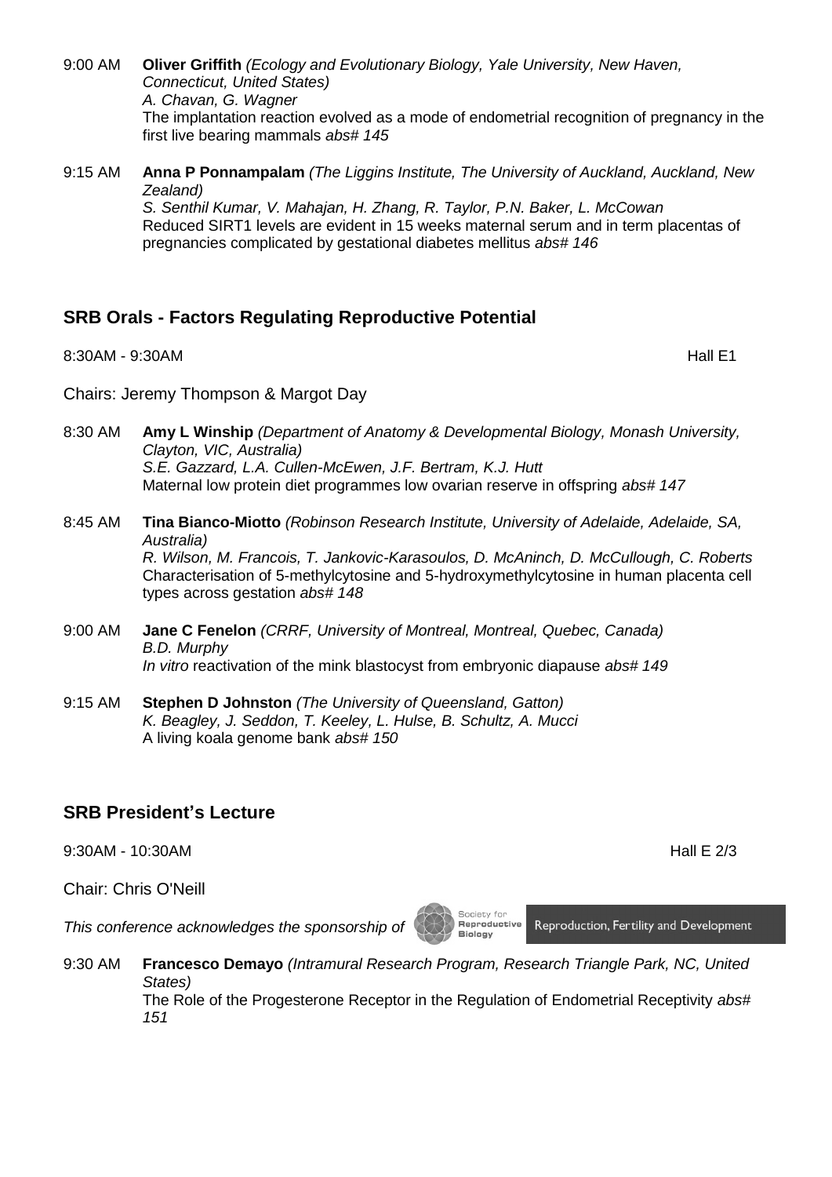9:00 AM **Oliver Griffith** *(Ecology and Evolutionary Biology, Yale University, New Haven, Connecticut, United States)*
*A. Chavan, G. Wagner*
The implantation reaction evolved as a mode of endometrial recognition of pregnancy in the first live bearing mammals *abs# 145*

9:15 AM **Anna P Ponnampalam** *(The Liggins Institute, The University of Auckland, Auckland, New Zealand)*
*S. Senthil Kumar, V. Mahajan, H. Zhang, R. Taylor, P.N. Baker, L. McCowan*
Reduced SIRT1 levels are evident in 15 weeks maternal serum and in term placentas of pregnancies complicated by gestational diabetes mellitus *abs# 146*

## SRB Orals - Factors Regulating Reproductive Potential

8:30AM - 9:30AM Hall E1

Chairs: Jeremy Thompson & Margot Day

8:30 AM **Amy L Winship** *(Department of Anatomy & Developmental Biology, Monash University, Clayton, VIC, Australia)*
*S.E. Gazzard, L.A. Cullen-McEwen, J.F. Bertram, K.J. Hutt*
Maternal low protein diet programmes low ovarian reserve in offspring *abs# 147*

8:45 AM **Tina Bianco-Miotto** *(Robinson Research Institute, University of Adelaide, Adelaide, SA, Australia)*
*R. Wilson, M. Francois, T. Jankovic-Karasoulos, D. McAninch, D. McCullough, C. Roberts*
Characterisation of 5-methylcytosine and 5-hydroxymethylcytosine in human placenta cell types across gestation *abs# 148*

9:00 AM **Jane C Fenelon** *(CRRF, University of Montreal, Montreal, Quebec, Canada)*
*B.D. Murphy*
*In vitro* reactivation of the mink blastocyst from embryonic diapause *abs# 149*

9:15 AM **Stephen D Johnston** *(The University of Queensland, Gatton)*
*K. Beagley, J. Seddon, T. Keeley, L. Hulse, B. Schultz, A. Mucci*
A living koala genome bank *abs# 150*

## SRB President's Lecture

9:30AM - 10:30AM Hall E 2/3

Chair: Chris O'Neill

*This conference acknowledges the sponsorship of* Society for Reproductive Biology — Reproduction, Fertility and Development

9:30 AM **Francesco Demayo** *(Intramural Research Program, Research Triangle Park, NC, United States)*
The Role of the Progesterone Receptor in the Regulation of Endometrial Receptivity *abs# 151*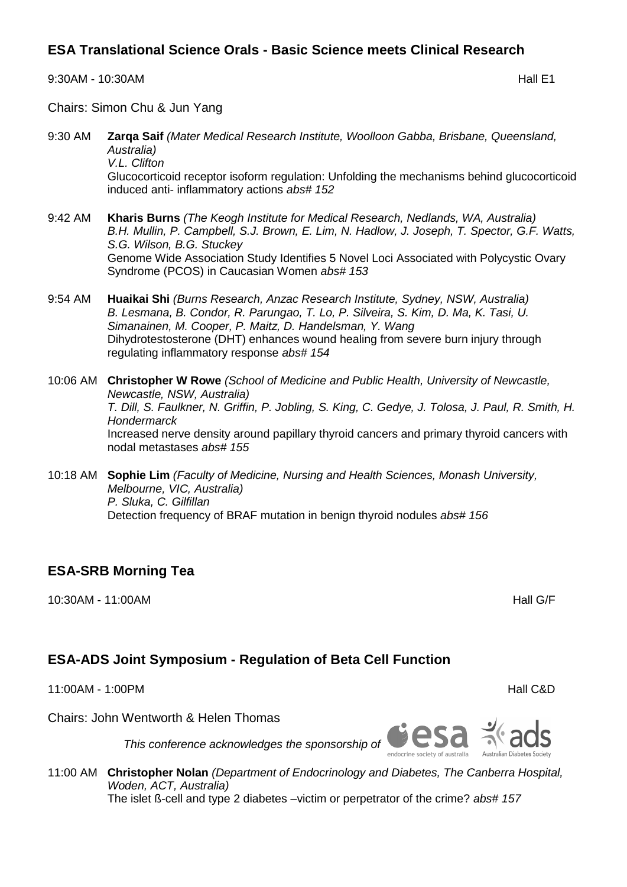## ESA Translational Science Orals - Basic Science meets Clinical Research

9:30AM - 10:30AM Hall E1

Chairs: Simon Chu & Jun Yang

9:30 AM **Zarqa Saif** *(Mater Medical Research Institute, Woolloon Gabba, Brisbane, Queensland, Australia)*
*V.L. Clifton*
Glucocorticoid receptor isoform regulation: Unfolding the mechanisms behind glucocorticoid induced anti- inflammatory actions *abs# 152*

9:42 AM **Kharis Burns** *(The Keogh Institute for Medical Research, Nedlands, WA, Australia)*
*B.H. Mullin, P. Campbell, S.J. Brown, E. Lim, N. Hadlow, J. Joseph, T. Spector, G.F. Watts, S.G. Wilson, B.G. Stuckey*
Genome Wide Association Study Identifies 5 Novel Loci Associated with Polycystic Ovary Syndrome (PCOS) in Caucasian Women *abs# 153*

9:54 AM **Huaikai Shi** *(Burns Research, Anzac Research Institute, Sydney, NSW, Australia)*
*B. Lesmana, B. Condor, R. Parungao, T. Lo, P. Silveira, S. Kim, D. Ma, K. Tasi, U. Simanainen, M. Cooper, P. Maitz, D. Handelsman, Y. Wang*
Dihydrotestosterone (DHT) enhances wound healing from severe burn injury through regulating inflammatory response *abs# 154*

10:06 AM **Christopher W Rowe** *(School of Medicine and Public Health, University of Newcastle, Newcastle, NSW, Australia)*
*T. Dill, S. Faulkner, N. Griffin, P. Jobling, S. King, C. Gedye, J. Tolosa, J. Paul, R. Smith, H. Hondermarck*
Increased nerve density around papillary thyroid cancers and primary thyroid cancers with nodal metastases *abs# 155*

10:18 AM **Sophie Lim** *(Faculty of Medicine, Nursing and Health Sciences, Monash University, Melbourne, VIC, Australia)*
*P. Sluka, C. Gilfillan*
Detection frequency of BRAF mutation in benign thyroid nodules *abs# 156*

## ESA-SRB Morning Tea

10:30AM - 11:00AM Hall G/F

## ESA-ADS Joint Symposium - Regulation of Beta Cell Function

11:00AM - 1:00PM Hall C&D

Chairs: John Wentworth & Helen Thomas

*This conference acknowledges the sponsorship of* esa (endocrine society of australia) ads (Australian Diabetes Society)

11:00 AM **Christopher Nolan** *(Department of Endocrinology and Diabetes, The Canberra Hospital, Woden, ACT, Australia)*
The islet ß-cell and type 2 diabetes –victim or perpetrator of the crime? *abs# 157*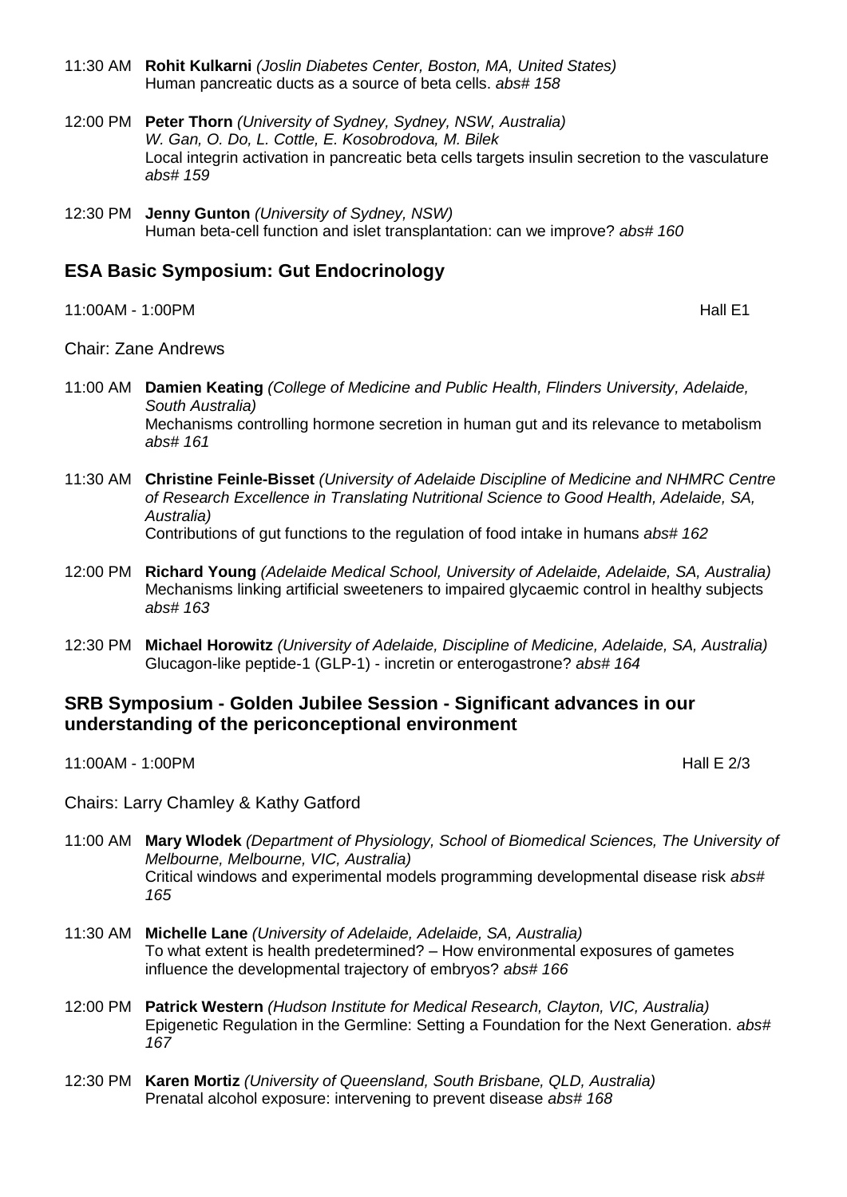11:30 AM **Rohit Kulkarni** *(Joslin Diabetes Center, Boston, MA, United States)*
Human pancreatic ducts as a source of beta cells. *abs# 158*

12:00 PM **Peter Thorn** *(University of Sydney, Sydney, NSW, Australia)*
*W. Gan, O. Do, L. Cottle, E. Kosobrodova, M. Bilek*
Local integrin activation in pancreatic beta cells targets insulin secretion to the vasculature *abs# 159*

12:30 PM **Jenny Gunton** *(University of Sydney, NSW)*
Human beta-cell function and islet transplantation: can we improve? *abs# 160*

## ESA Basic Symposium: Gut Endocrinology

11:00AM - 1:00PM Hall E1

Chair: Zane Andrews

11:00 AM **Damien Keating** *(College of Medicine and Public Health, Flinders University, Adelaide, South Australia)*
Mechanisms controlling hormone secretion in human gut and its relevance to metabolism *abs# 161*

11:30 AM **Christine Feinle-Bisset** *(University of Adelaide Discipline of Medicine and NHMRC Centre of Research Excellence in Translating Nutritional Science to Good Health, Adelaide, SA, Australia)*
Contributions of gut functions to the regulation of food intake in humans *abs# 162*

12:00 PM **Richard Young** *(Adelaide Medical School, University of Adelaide, Adelaide, SA, Australia)*
Mechanisms linking artificial sweeteners to impaired glycaemic control in healthy subjects *abs# 163*

12:30 PM **Michael Horowitz** *(University of Adelaide, Discipline of Medicine, Adelaide, SA, Australia)*
Glucagon-like peptide-1 (GLP-1) - incretin or enterogastrone? *abs# 164*

## SRB Symposium - Golden Jubilee Session - Significant advances in our understanding of the periconceptional environment

11:00AM - 1:00PM Hall E 2/3

Chairs: Larry Chamley & Kathy Gatford

11:00 AM **Mary Wlodek** *(Department of Physiology, School of Biomedical Sciences, The University of Melbourne, Melbourne, VIC, Australia)*
Critical windows and experimental models programming developmental disease risk *abs# 165*

11:30 AM **Michelle Lane** *(University of Adelaide, Adelaide, SA, Australia)*
To what extent is health predetermined? – How environmental exposures of gametes influence the developmental trajectory of embryos? *abs# 166*

12:00 PM **Patrick Western** *(Hudson Institute for Medical Research, Clayton, VIC, Australia)*
Epigenetic Regulation in the Germline: Setting a Foundation for the Next Generation. *abs# 167*

12:30 PM **Karen Mortiz** *(University of Queensland, South Brisbane, QLD, Australia)*
Prenatal alcohol exposure: intervening to prevent disease *abs# 168*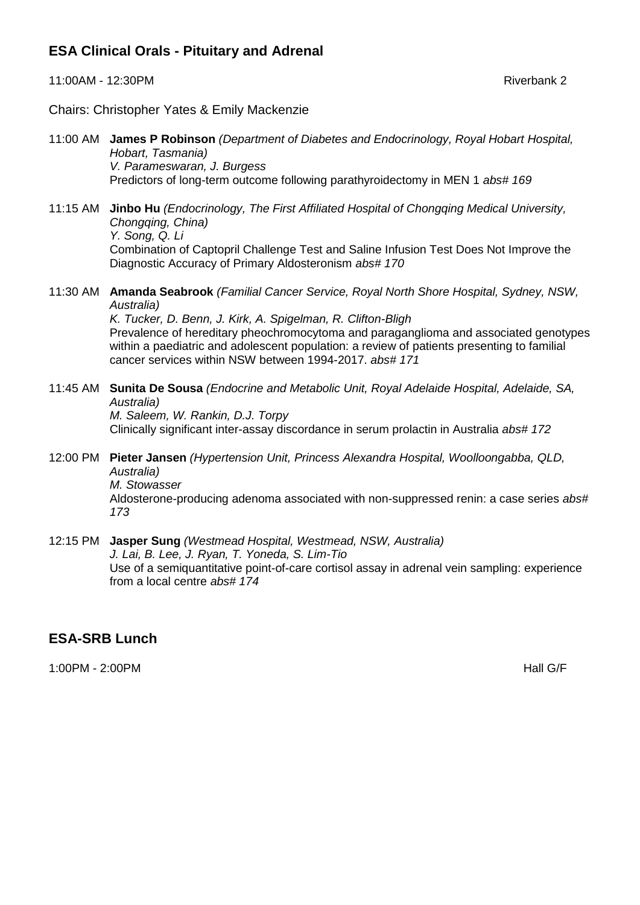## ESA Clinical Orals - Pituitary and Adrenal

11:00AM - 12:30PM Riverbank 2

Chairs: Christopher Yates & Emily Mackenzie

11:00 AM **James P Robinson** *(Department of Diabetes and Endocrinology, Royal Hobart Hospital, Hobart, Tasmania)*
*V. Parameswaran, J. Burgess*
Predictors of long-term outcome following parathyroidectomy in MEN 1 *abs# 169*

11:15 AM **Jinbo Hu** *(Endocrinology, The First Affiliated Hospital of Chongqing Medical University, Chongqing, China)*
*Y. Song, Q. Li*
Combination of Captopril Challenge Test and Saline Infusion Test Does Not Improve the Diagnostic Accuracy of Primary Aldosteronism *abs# 170*

11:30 AM **Amanda Seabrook** *(Familial Cancer Service, Royal North Shore Hospital, Sydney, NSW, Australia)*
*K. Tucker, D. Benn, J. Kirk, A. Spigelman, R. Clifton-Bligh*
Prevalence of hereditary pheochromocytoma and paraganglioma and associated genotypes within a paediatric and adolescent population: a review of patients presenting to familial cancer services within NSW between 1994-2017. *abs# 171*

11:45 AM **Sunita De Sousa** *(Endocrine and Metabolic Unit, Royal Adelaide Hospital, Adelaide, SA, Australia)*
*M. Saleem, W. Rankin, D.J. Torpy*
Clinically significant inter-assay discordance in serum prolactin in Australia *abs# 172*

12:00 PM **Pieter Jansen** *(Hypertension Unit, Princess Alexandra Hospital, Woolloongabba, QLD, Australia)*
*M. Stowasser*
Aldosterone-producing adenoma associated with non-suppressed renin: a case series *abs# 173*

12:15 PM **Jasper Sung** *(Westmead Hospital, Westmead, NSW, Australia)*
*J. Lai, B. Lee, J. Ryan, T. Yoneda, S. Lim-Tio*
Use of a semiquantitative point-of-care cortisol assay in adrenal vein sampling: experience from a local centre *abs# 174*

## ESA-SRB Lunch

1:00PM - 2:00PM Hall G/F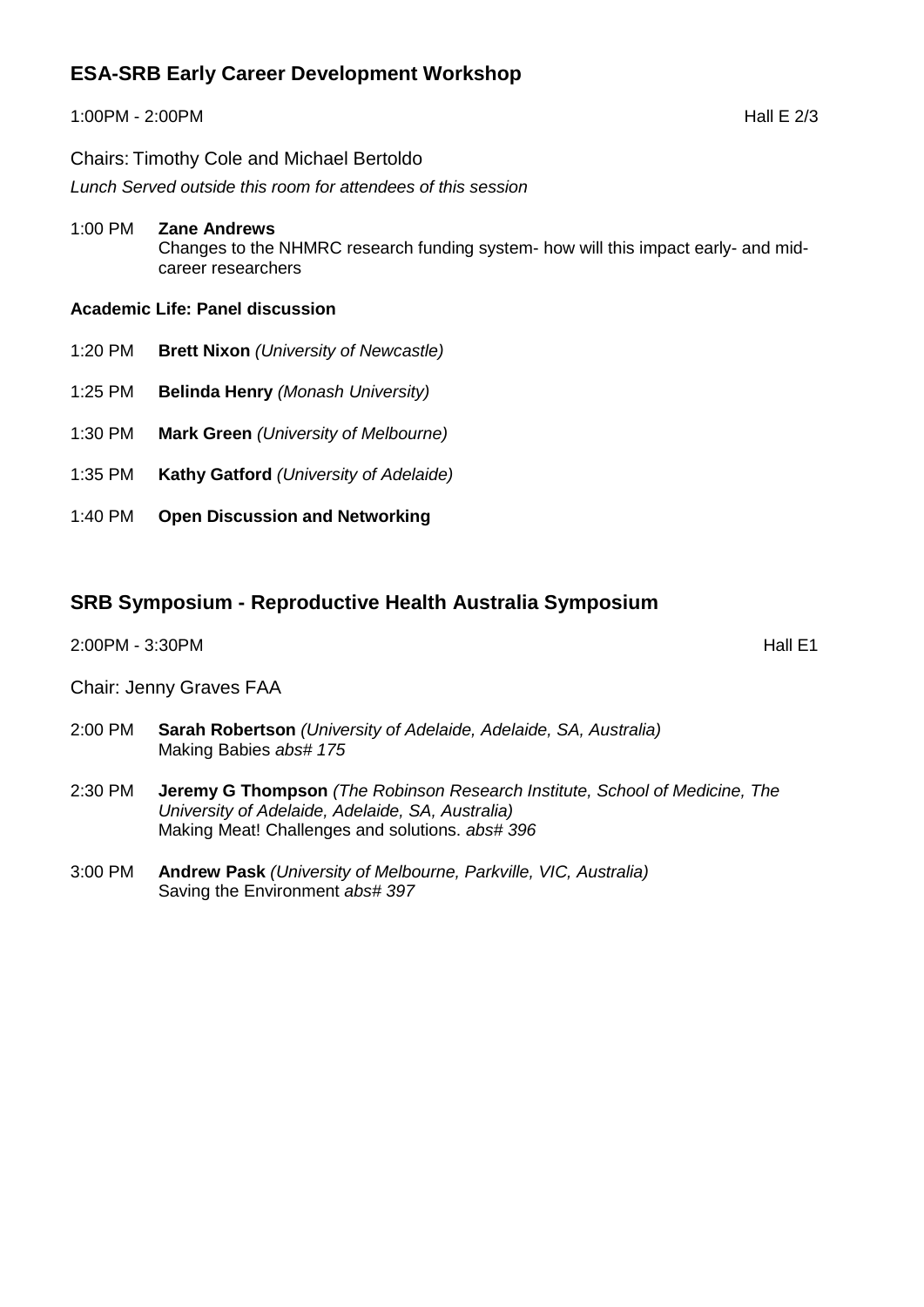## ESA-SRB Early Career Development Workshop

1:00PM - 2:00PM  Hall E 2/3

Chairs: Timothy Cole and Michael Bertoldo

*Lunch Served outside this room for attendees of this session*

1:00 PM **Zane Andrews**
Changes to the NHMRC research funding system- how will this impact early- and mid-career researchers

**Academic Life: Panel discussion**

1:20 PM **Brett Nixon** *(University of Newcastle)*

1:25 PM **Belinda Henry** *(Monash University)*

1:30 PM **Mark Green** *(University of Melbourne)*

1:35 PM **Kathy Gatford** *(University of Adelaide)*

1:40 PM **Open Discussion and Networking**

## SRB Symposium - Reproductive Health Australia Symposium

2:00PM - 3:30PM  Hall E1

Chair: Jenny Graves FAA

2:00 PM **Sarah Robertson** *(University of Adelaide, Adelaide, SA, Australia)*
Making Babies *abs# 175*

2:30 PM **Jeremy G Thompson** *(The Robinson Research Institute, School of Medicine, The University of Adelaide, Adelaide, SA, Australia)*
Making Meat! Challenges and solutions. *abs# 396*

3:00 PM **Andrew Pask** *(University of Melbourne, Parkville, VIC, Australia)*
Saving the Environment *abs# 397*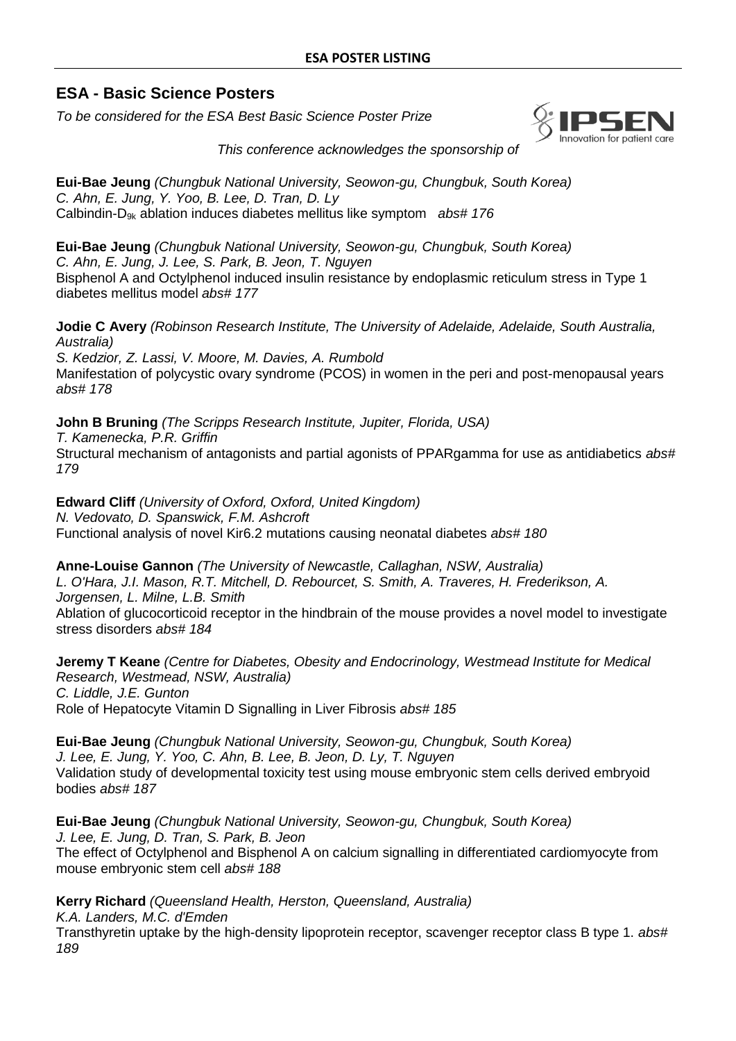## ESA - Basic Science Posters

*To be considered for the ESA Best Basic Science Poster Prize*

*This conference acknowledges the sponsorship of*

**Eui-Bae Jeung** *(Chungbuk National University, Seowon-gu, Chungbuk, South Korea)*
*C. Ahn, E. Jung, Y. Yoo, B. Lee, D. Tran, D. Ly*
Calbindin-$D_{9k}$ ablation induces diabetes mellitus like symptom *abs# 176*

**Eui-Bae Jeung** *(Chungbuk National University, Seowon-gu, Chungbuk, South Korea)*
*C. Ahn, E. Jung, J. Lee, S. Park, B. Jeon, T. Nguyen*
Bisphenol A and Octylphenol induced insulin resistance by endoplasmic reticulum stress in Type 1 diabetes mellitus model *abs# 177*

**Jodie C Avery** *(Robinson Research Institute, The University of Adelaide, Adelaide, South Australia, Australia)*
*S. Kedzior, Z. Lassi, V. Moore, M. Davies, A. Rumbold*
Manifestation of polycystic ovary syndrome (PCOS) in women in the peri and post-menopausal years *abs# 178*

**John B Bruning** *(The Scripps Research Institute, Jupiter, Florida, USA)*
*T. Kamenecka, P.R. Griffin*
Structural mechanism of antagonists and partial agonists of PPARgamma for use as antidiabetics *abs# 179*

**Edward Cliff** *(University of Oxford, Oxford, United Kingdom)*
*N. Vedovato, D. Spanswick, F.M. Ashcroft*
Functional analysis of novel Kir6.2 mutations causing neonatal diabetes *abs# 180*

**Anne-Louise Gannon** *(The University of Newcastle, Callaghan, NSW, Australia)*
*L. O'Hara, J.I. Mason, R.T. Mitchell, D. Rebourcet, S. Smith, A. Traveres, H. Frederikson, A. Jorgensen, L. Milne, L.B. Smith*
Ablation of glucocorticoid receptor in the hindbrain of the mouse provides a novel model to investigate stress disorders *abs# 184*

**Jeremy T Keane** *(Centre for Diabetes, Obesity and Endocrinology, Westmead Institute for Medical Research, Westmead, NSW, Australia)*
*C. Liddle, J.E. Gunton*
Role of Hepatocyte Vitamin D Signalling in Liver Fibrosis *abs# 185*

**Eui-Bae Jeung** *(Chungbuk National University, Seowon-gu, Chungbuk, South Korea)*
*J. Lee, E. Jung, Y. Yoo, C. Ahn, B. Lee, B. Jeon, D. Ly, T. Nguyen*
Validation study of developmental toxicity test using mouse embryonic stem cells derived embryoid bodies *abs# 187*

**Eui-Bae Jeung** *(Chungbuk National University, Seowon-gu, Chungbuk, South Korea)*
*J. Lee, E. Jung, D. Tran, S. Park, B. Jeon*
The effect of Octylphenol and Bisphenol A on calcium signalling in differentiated cardiomyocyte from mouse embryonic stem cell *abs# 188*

**Kerry Richard** *(Queensland Health, Herston, Queensland, Australia)*
*K.A. Landers, M.C. d'Emden*
Transthyretin uptake by the high-density lipoprotein receptor, scavenger receptor class B type 1. *abs# 189*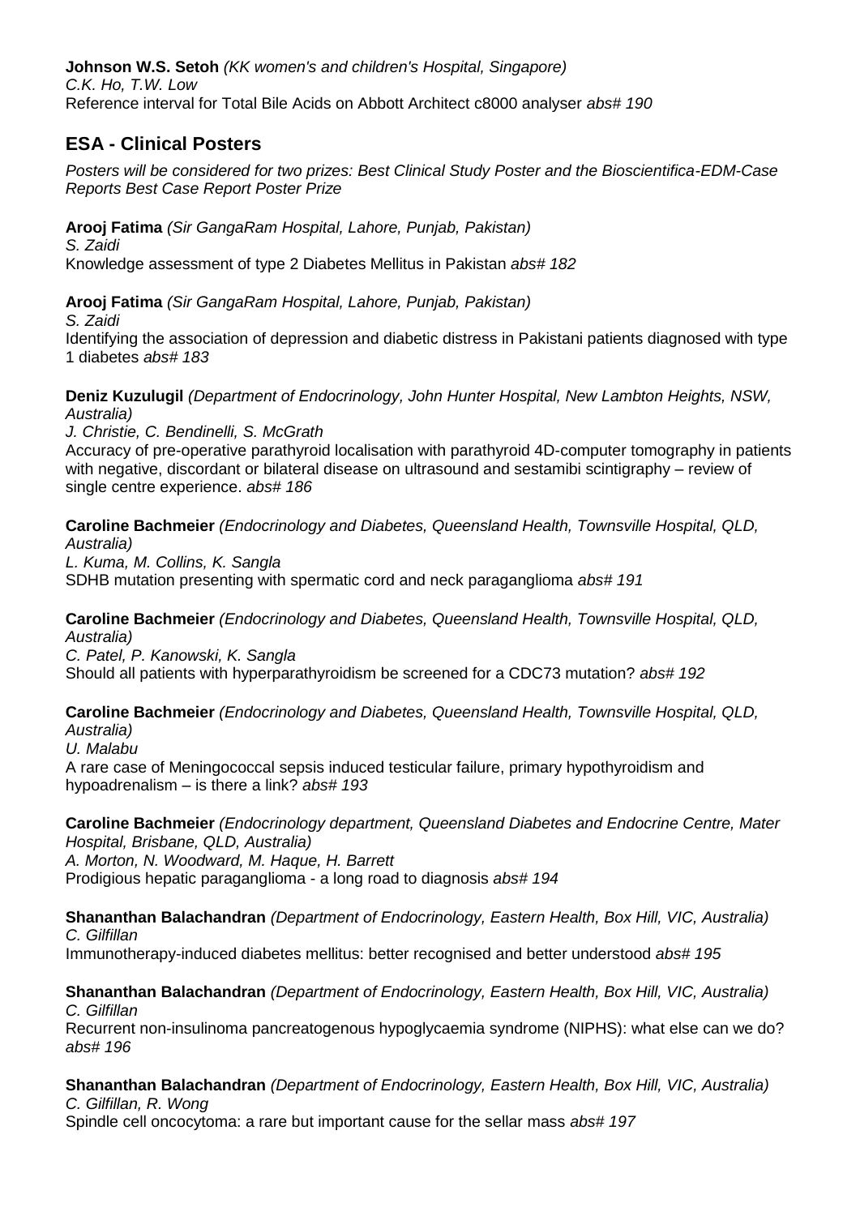**Johnson W.S. Setoh** *(KK women's and children's Hospital, Singapore)*
*C.K. Ho, T.W. Low*
Reference interval for Total Bile Acids on Abbott Architect c8000 analyser *abs# 190*

## ESA - Clinical Posters

*Posters will be considered for two prizes: Best Clinical Study Poster and the Bioscientifica-EDM-Case Reports Best Case Report Poster Prize*

**Arooj Fatima** *(Sir GangaRam Hospital, Lahore, Punjab, Pakistan)*
*S. Zaidi*
Knowledge assessment of type 2 Diabetes Mellitus in Pakistan *abs# 182*

**Arooj Fatima** *(Sir GangaRam Hospital, Lahore, Punjab, Pakistan)*
*S. Zaidi*
Identifying the association of depression and diabetic distress in Pakistani patients diagnosed with type 1 diabetes *abs# 183*

**Deniz Kuzulugil** *(Department of Endocrinology, John Hunter Hospital, New Lambton Heights, NSW, Australia)*
*J. Christie, C. Bendinelli, S. McGrath*
Accuracy of pre-operative parathyroid localisation with parathyroid 4D-computer tomography in patients with negative, discordant or bilateral disease on ultrasound and sestamibi scintigraphy – review of single centre experience. *abs# 186*

**Caroline Bachmeier** *(Endocrinology and Diabetes, Queensland Health, Townsville Hospital, QLD, Australia)*
*L. Kuma, M. Collins, K. Sangla*
SDHB mutation presenting with spermatic cord and neck paraganglioma *abs# 191*

**Caroline Bachmeier** *(Endocrinology and Diabetes, Queensland Health, Townsville Hospital, QLD, Australia)*
*C. Patel, P. Kanowski, K. Sangla*
Should all patients with hyperparathyroidism be screened for a CDC73 mutation? *abs# 192*

**Caroline Bachmeier** *(Endocrinology and Diabetes, Queensland Health, Townsville Hospital, QLD, Australia)*
*U. Malabu*
A rare case of Meningococcal sepsis induced testicular failure, primary hypothyroidism and hypoadrenalism – is there a link? *abs# 193*

**Caroline Bachmeier** *(Endocrinology department, Queensland Diabetes and Endocrine Centre, Mater Hospital, Brisbane, QLD, Australia)*
*A. Morton, N. Woodward, M. Haque, H. Barrett*
Prodigious hepatic paraganglioma - a long road to diagnosis *abs# 194*

**Shananthan Balachandran** *(Department of Endocrinology, Eastern Health, Box Hill, VIC, Australia)*
*C. Gilfillan*
Immunotherapy-induced diabetes mellitus: better recognised and better understood *abs# 195*

**Shananthan Balachandran** *(Department of Endocrinology, Eastern Health, Box Hill, VIC, Australia)*
*C. Gilfillan*
Recurrent non-insulinoma pancreatogenous hypoglycaemia syndrome (NIPHS): what else can we do? *abs# 196*

**Shananthan Balachandran** *(Department of Endocrinology, Eastern Health, Box Hill, VIC, Australia)*
*C. Gilfillan, R. Wong*
Spindle cell oncocytoma: a rare but important cause for the sellar mass *abs# 197*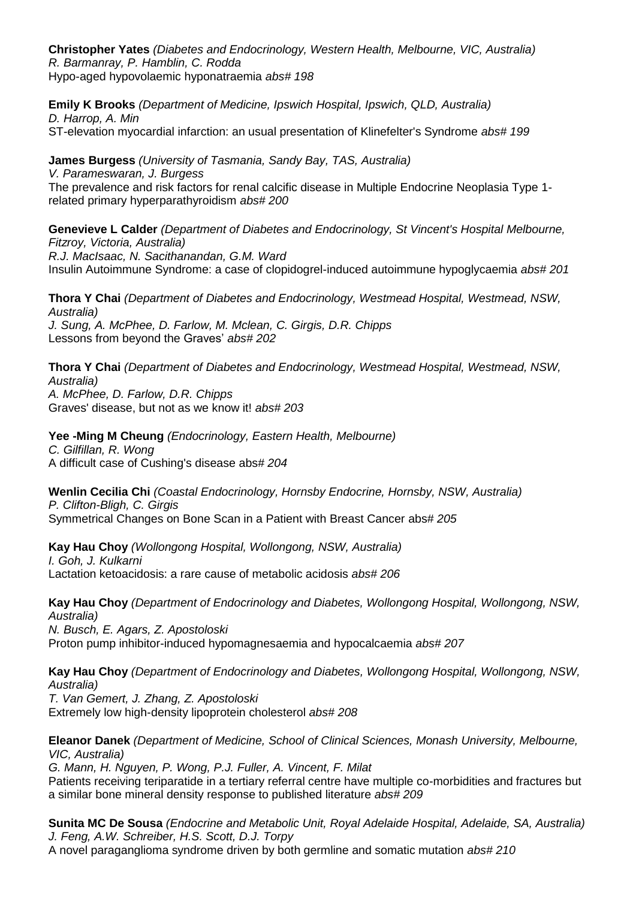**Christopher Yates** *(Diabetes and Endocrinology, Western Health, Melbourne, VIC, Australia)*
*R. Barmanray, P. Hamblin, C. Rodda*
Hypo-aged hypovolaemic hyponatraemia *abs# 198*

**Emily K Brooks** *(Department of Medicine, Ipswich Hospital, Ipswich, QLD, Australia)*
*D. Harrop, A. Min*
ST-elevation myocardial infarction: an usual presentation of Klinefelter's Syndrome *abs# 199*

**James Burgess** *(University of Tasmania, Sandy Bay, TAS, Australia)*
*V. Parameswaran, J. Burgess*
The prevalence and risk factors for renal calcific disease in Multiple Endocrine Neoplasia Type 1-related primary hyperparathyroidism *abs# 200*

**Genevieve L Calder** *(Department of Diabetes and Endocrinology, St Vincent's Hospital Melbourne, Fitzroy, Victoria, Australia)*
*R.J. MacIsaac, N. Sacithanandan, G.M. Ward*
Insulin Autoimmune Syndrome: a case of clopidogrel-induced autoimmune hypoglycaemia *abs# 201*

**Thora Y Chai** *(Department of Diabetes and Endocrinology, Westmead Hospital, Westmead, NSW, Australia)*
*J. Sung, A. McPhee, D. Farlow, M. Mclean, C. Girgis, D.R. Chipps*
Lessons from beyond the Graves' *abs# 202*

**Thora Y Chai** *(Department of Diabetes and Endocrinology, Westmead Hospital, Westmead, NSW, Australia)*
*A. McPhee, D. Farlow, D.R. Chipps*
Graves' disease, but not as we know it! *abs# 203*

**Yee -Ming M Cheung** *(Endocrinology, Eastern Health, Melbourne)*
*C. Gilfillan, R. Wong*
A difficult case of Cushing's disease abs# *204*

**Wenlin Cecilia Chi** *(Coastal Endocrinology, Hornsby Endocrine, Hornsby, NSW, Australia)*
*P. Clifton-Bligh, C. Girgis*
Symmetrical Changes on Bone Scan in a Patient with Breast Cancer abs# *205*

**Kay Hau Choy** *(Wollongong Hospital, Wollongong, NSW, Australia)*
*I. Goh, J. Kulkarni*
Lactation ketoacidosis: a rare cause of metabolic acidosis *abs# 206*

**Kay Hau Choy** *(Department of Endocrinology and Diabetes, Wollongong Hospital, Wollongong, NSW, Australia)*
*N. Busch, E. Agars, Z. Apostoloski*
Proton pump inhibitor-induced hypomagnesaemia and hypocalcaemia *abs# 207*

**Kay Hau Choy** *(Department of Endocrinology and Diabetes, Wollongong Hospital, Wollongong, NSW, Australia)*
*T. Van Gemert, J. Zhang, Z. Apostoloski*
Extremely low high-density lipoprotein cholesterol *abs# 208*

**Eleanor Danek** *(Department of Medicine, School of Clinical Sciences, Monash University, Melbourne, VIC, Australia)*
*G. Mann, H. Nguyen, P. Wong, P.J. Fuller, A. Vincent, F. Milat*
Patients receiving teriparatide in a tertiary referral centre have multiple co-morbidities and fractures but a similar bone mineral density response to published literature *abs# 209*

**Sunita MC De Sousa** *(Endocrine and Metabolic Unit, Royal Adelaide Hospital, Adelaide, SA, Australia)*
*J. Feng, A.W. Schreiber, H.S. Scott, D.J. Torpy*
A novel paraganglioma syndrome driven by both germline and somatic mutation *abs# 210*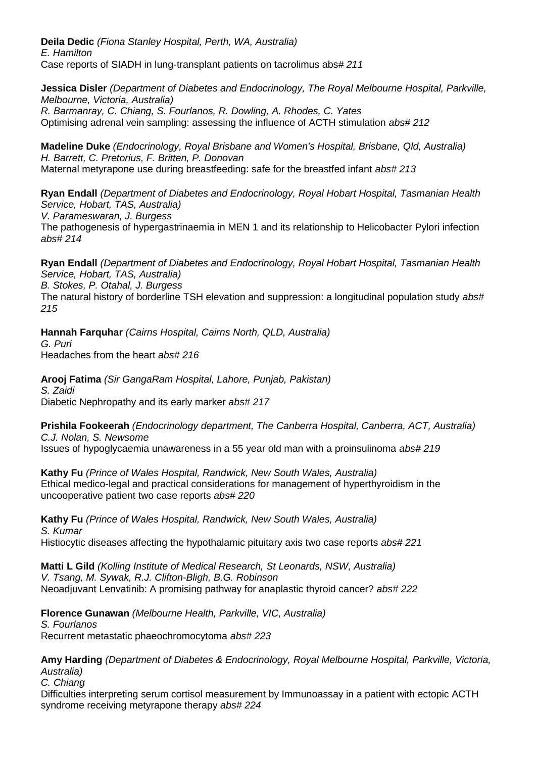**Deila Dedic** *(Fiona Stanley Hospital, Perth, WA, Australia)*
*E. Hamilton*
Case reports of SIADH in lung-transplant patients on tacrolimus abs# *211*

**Jessica Disler** *(Department of Diabetes and Endocrinology, The Royal Melbourne Hospital, Parkville, Melbourne, Victoria, Australia)*
*R. Barmanray, C. Chiang, S. Fourlanos, R. Dowling, A. Rhodes, C. Yates*
Optimising adrenal vein sampling: assessing the influence of ACTH stimulation *abs# 212*

**Madeline Duke** *(Endocrinology, Royal Brisbane and Women's Hospital, Brisbane, Qld, Australia)*
*H. Barrett, C. Pretorius, F. Britten, P. Donovan*
Maternal metyrapone use during breastfeeding: safe for the breastfed infant *abs# 213*

**Ryan Endall** *(Department of Diabetes and Endocrinology, Royal Hobart Hospital, Tasmanian Health Service, Hobart, TAS, Australia)*
*V. Parameswaran, J. Burgess*
The pathogenesis of hypergastrinaemia in MEN 1 and its relationship to Helicobacter Pylori infection *abs# 214*

**Ryan Endall** *(Department of Diabetes and Endocrinology, Royal Hobart Hospital, Tasmanian Health Service, Hobart, TAS, Australia)*
*B. Stokes, P. Otahal, J. Burgess*
The natural history of borderline TSH elevation and suppression: a longitudinal population study *abs# 215*

**Hannah Farquhar** *(Cairns Hospital, Cairns North, QLD, Australia)*
*G. Puri*
Headaches from the heart *abs# 216*

**Arooj Fatima** *(Sir GangaRam Hospital, Lahore, Punjab, Pakistan)*
*S. Zaidi*
Diabetic Nephropathy and its early marker *abs# 217*

**Prishila Fookeerah** *(Endocrinology department, The Canberra Hospital, Canberra, ACT, Australia)*
*C.J. Nolan, S. Newsome*
Issues of hypoglycaemia unawareness in a 55 year old man with a proinsulinoma *abs# 219*

**Kathy Fu** *(Prince of Wales Hospital, Randwick, New South Wales, Australia)*
Ethical medico-legal and practical considerations for management of hyperthyroidism in the uncooperative patient two case reports *abs# 220*

**Kathy Fu** *(Prince of Wales Hospital, Randwick, New South Wales, Australia)*
*S. Kumar*
Histiocytic diseases affecting the hypothalamic pituitary axis two case reports *abs# 221*

**Matti L Gild** *(Kolling Institute of Medical Research, St Leonards, NSW, Australia)*
*V. Tsang, M. Sywak, R.J. Clifton-Bligh, B.G. Robinson*
Neoadjuvant Lenvatinib: A promising pathway for anaplastic thyroid cancer? *abs# 222*

**Florence Gunawan** *(Melbourne Health, Parkville, VIC, Australia)*
*S. Fourlanos*
Recurrent metastatic phaeochromocytoma *abs# 223*

**Amy Harding** *(Department of Diabetes & Endocrinology, Royal Melbourne Hospital, Parkville, Victoria, Australia)*
*C. Chiang*
Difficulties interpreting serum cortisol measurement by Immunoassay in a patient with ectopic ACTH syndrome receiving metyrapone therapy *abs# 224*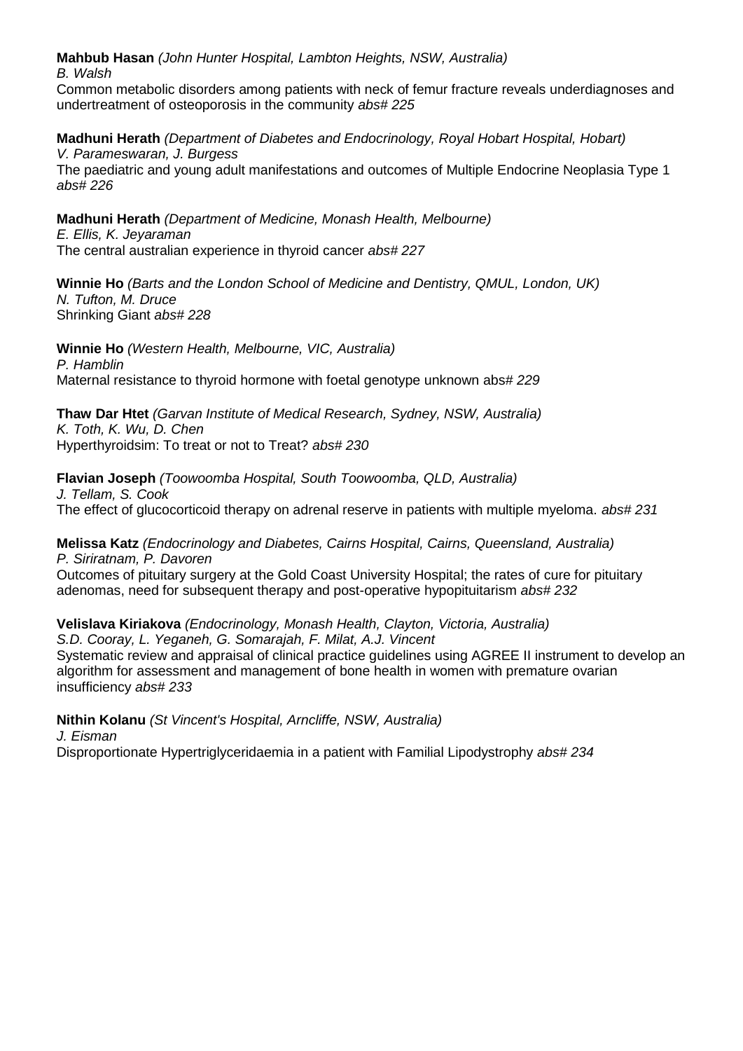**Mahbub Hasan** *(John Hunter Hospital, Lambton Heights, NSW, Australia)*
*B. Walsh*
Common metabolic disorders among patients with neck of femur fracture reveals underdiagnoses and undertreatment of osteoporosis in the community *abs# 225*

**Madhuni Herath** *(Department of Diabetes and Endocrinology, Royal Hobart Hospital, Hobart)*
*V. Parameswaran, J. Burgess*
The paediatric and young adult manifestations and outcomes of Multiple Endocrine Neoplasia Type 1 *abs# 226*

**Madhuni Herath** *(Department of Medicine, Monash Health, Melbourne)*
*E. Ellis, K. Jeyaraman*
The central australian experience in thyroid cancer *abs# 227*

**Winnie Ho** *(Barts and the London School of Medicine and Dentistry, QMUL, London, UK)*
*N. Tufton, M. Druce*
Shrinking Giant *abs# 228*

**Winnie Ho** *(Western Health, Melbourne, VIC, Australia)*
*P. Hamblin*
Maternal resistance to thyroid hormone with foetal genotype unknown abs# *229*

**Thaw Dar Htet** *(Garvan Institute of Medical Research, Sydney, NSW, Australia)*
*K. Toth, K. Wu, D. Chen*
Hyperthyroidsim: To treat or not to Treat? *abs# 230*

**Flavian Joseph** *(Toowoomba Hospital, South Toowoomba, QLD, Australia)*
*J. Tellam, S. Cook*
The effect of glucocorticoid therapy on adrenal reserve in patients with multiple myeloma. *abs# 231*

**Melissa Katz** *(Endocrinology and Diabetes, Cairns Hospital, Cairns, Queensland, Australia)*
*P. Siriratnam, P. Davoren*
Outcomes of pituitary surgery at the Gold Coast University Hospital; the rates of cure for pituitary adenomas, need for subsequent therapy and post-operative hypopituitarism *abs# 232*

**Velislava Kiriakova** *(Endocrinology, Monash Health, Clayton, Victoria, Australia)*
*S.D. Cooray, L. Yeganeh, G. Somarajah, F. Milat, A.J. Vincent*
Systematic review and appraisal of clinical practice guidelines using AGREE II instrument to develop an algorithm for assessment and management of bone health in women with premature ovarian insufficiency *abs# 233*

**Nithin Kolanu** *(St Vincent's Hospital, Arncliffe, NSW, Australia)*
*J. Eisman*
Disproportionate Hypertriglyceridaemia in a patient with Familial Lipodystrophy *abs# 234*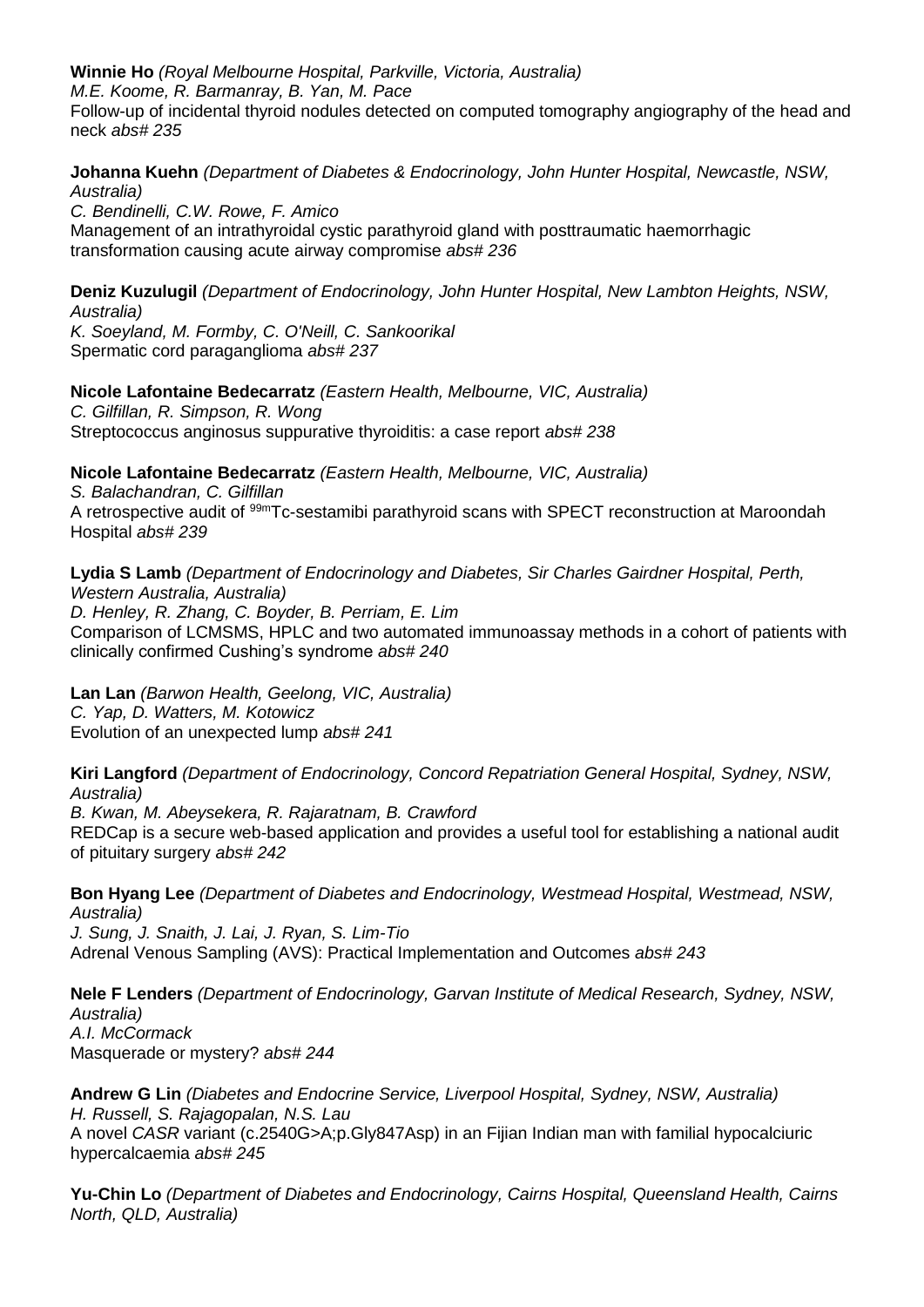**Winnie Ho** *(Royal Melbourne Hospital, Parkville, Victoria, Australia)*
*M.E. Koome, R. Barmanray, B. Yan, M. Pace*
Follow-up of incidental thyroid nodules detected on computed tomography angiography of the head and neck *abs# 235*

**Johanna Kuehn** *(Department of Diabetes & Endocrinology, John Hunter Hospital, Newcastle, NSW, Australia)*
*C. Bendinelli, C.W. Rowe, F. Amico*
Management of an intrathyroidal cystic parathyroid gland with posttraumatic haemorrhagic transformation causing acute airway compromise *abs# 236*

**Deniz Kuzulugil** *(Department of Endocrinology, John Hunter Hospital, New Lambton Heights, NSW, Australia)*
*K. Soeyland, M. Formby, C. O'Neill, C. Sankoorikal*
Spermatic cord paraganglioma *abs# 237*

**Nicole Lafontaine Bedecarratz** *(Eastern Health, Melbourne, VIC, Australia)*
*C. Gilfillan, R. Simpson, R. Wong*
Streptococcus anginosus suppurative thyroiditis: a case report *abs# 238*

**Nicole Lafontaine Bedecarratz** *(Eastern Health, Melbourne, VIC, Australia)*
*S. Balachandran, C. Gilfillan*
A retrospective audit of $^{99m}$Tc-sestamibi parathyroid scans with SPECT reconstruction at Maroondah Hospital *abs# 239*

**Lydia S Lamb** *(Department of Endocrinology and Diabetes, Sir Charles Gairdner Hospital, Perth, Western Australia, Australia)*
*D. Henley, R. Zhang, C. Boyder, B. Perriam, E. Lim*
Comparison of LCMSMS, HPLC and two automated immunoassay methods in a cohort of patients with clinically confirmed Cushing's syndrome *abs# 240*

**Lan Lan** *(Barwon Health, Geelong, VIC, Australia)*
*C. Yap, D. Watters, M. Kotowicz*
Evolution of an unexpected lump *abs# 241*

**Kiri Langford** *(Department of Endocrinology, Concord Repatriation General Hospital, Sydney, NSW, Australia)*
*B. Kwan, M. Abeysekera, R. Rajaratnam, B. Crawford*
REDCap is a secure web-based application and provides a useful tool for establishing a national audit of pituitary surgery *abs# 242*

**Bon Hyang Lee** *(Department of Diabetes and Endocrinology, Westmead Hospital, Westmead, NSW, Australia)*
*J. Sung, J. Snaith, J. Lai, J. Ryan, S. Lim-Tio*
Adrenal Venous Sampling (AVS): Practical Implementation and Outcomes *abs# 243*

**Nele F Lenders** *(Department of Endocrinology, Garvan Institute of Medical Research, Sydney, NSW, Australia)*
*A.I. McCormack*
Masquerade or mystery? *abs# 244*

**Andrew G Lin** *(Diabetes and Endocrine Service, Liverpool Hospital, Sydney, NSW, Australia)*
*H. Russell, S. Rajagopalan, N.S. Lau*
A novel *CASR* variant (c.2540G>A;p.Gly847Asp) in an Fijian Indian man with familial hypocalciuric hypercalcaemia *abs# 245*

**Yu-Chin Lo** *(Department of Diabetes and Endocrinology, Cairns Hospital, Queensland Health, Cairns North, QLD, Australia)*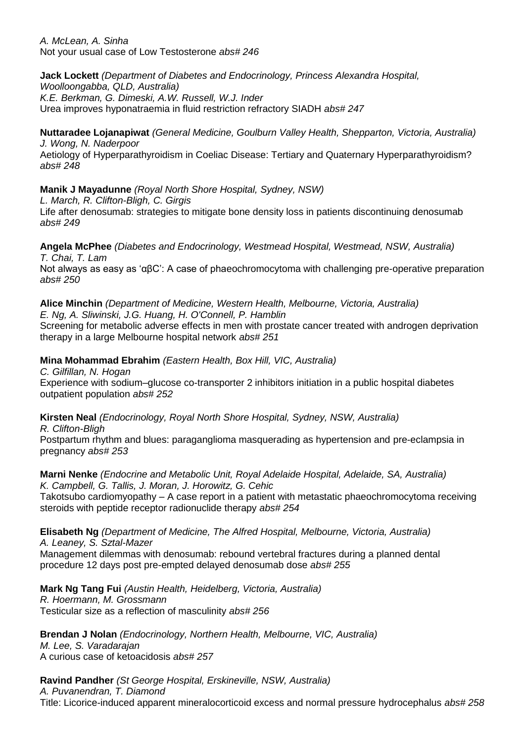*A. McLean, A. Sinha*
Not your usual case of Low Testosterone *abs# 246*

**Jack Lockett** *(Department of Diabetes and Endocrinology, Princess Alexandra Hospital, Woolloongabba, QLD, Australia)*
*K.E. Berkman, G. Dimeski, A.W. Russell, W.J. Inder*
Urea improves hyponatraemia in fluid restriction refractory SIADH *abs# 247*

**Nuttaradee Lojanapiwat** *(General Medicine, Goulburn Valley Health, Shepparton, Victoria, Australia)*
*J. Wong, N. Naderpoor*
Aetiology of Hyperparathyroidism in Coeliac Disease: Tertiary and Quaternary Hyperparathyroidism? *abs# 248*

**Manik J Mayadunne** *(Royal North Shore Hospital, Sydney, NSW)*
*L. March, R. Clifton-Bligh, C. Girgis*
Life after denosumab: strategies to mitigate bone density loss in patients discontinuing denosumab *abs# 249*

**Angela McPhee** *(Diabetes and Endocrinology, Westmead Hospital, Westmead, NSW, Australia)*
*T. Chai, T. Lam*
Not always as easy as 'αβC': A case of phaeochromocytoma with challenging pre-operative preparation *abs# 250*

**Alice Minchin** *(Department of Medicine, Western Health, Melbourne, Victoria, Australia)*
*E. Ng, A. Sliwinski, J.G. Huang, H. O'Connell, P. Hamblin*
Screening for metabolic adverse effects in men with prostate cancer treated with androgen deprivation therapy in a large Melbourne hospital network *abs# 251*

**Mina Mohammad Ebrahim** *(Eastern Health, Box Hill, VIC, Australia)*
*C. Gilfillan, N. Hogan*
Experience with sodium–glucose co-transporter 2 inhibitors initiation in a public hospital diabetes outpatient population *abs# 252*

**Kirsten Neal** *(Endocrinology, Royal North Shore Hospital, Sydney, NSW, Australia)*
*R. Clifton-Bligh*
Postpartum rhythm and blues: paraganglioma masquerading as hypertension and pre-eclampsia in pregnancy *abs# 253*

**Marni Nenke** *(Endocrine and Metabolic Unit, Royal Adelaide Hospital, Adelaide, SA, Australia)*
*K. Campbell, G. Tallis, J. Moran, J. Horowitz, G. Cehic*
Takotsubo cardiomyopathy – A case report in a patient with metastatic phaeochromocytoma receiving steroids with peptide receptor radionuclide therapy *abs# 254*

**Elisabeth Ng** *(Department of Medicine, The Alfred Hospital, Melbourne, Victoria, Australia)*
*A. Leaney, S. Sztal-Mazer*
Management dilemmas with denosumab: rebound vertebral fractures during a planned dental procedure 12 days post pre-empted delayed denosumab dose *abs# 255*

**Mark Ng Tang Fui** *(Austin Health, Heidelberg, Victoria, Australia)*
*R. Hoermann, M. Grossmann*
Testicular size as a reflection of masculinity *abs# 256*

**Brendan J Nolan** *(Endocrinology, Northern Health, Melbourne, VIC, Australia)*
*M. Lee, S. Varadarajan*
A curious case of ketoacidosis *abs# 257*

**Ravind Pandher** *(St George Hospital, Erskineville, NSW, Australia)*
*A. Puvanendran, T. Diamond*
Title: Licorice-induced apparent mineralocorticoid excess and normal pressure hydrocephalus *abs# 258*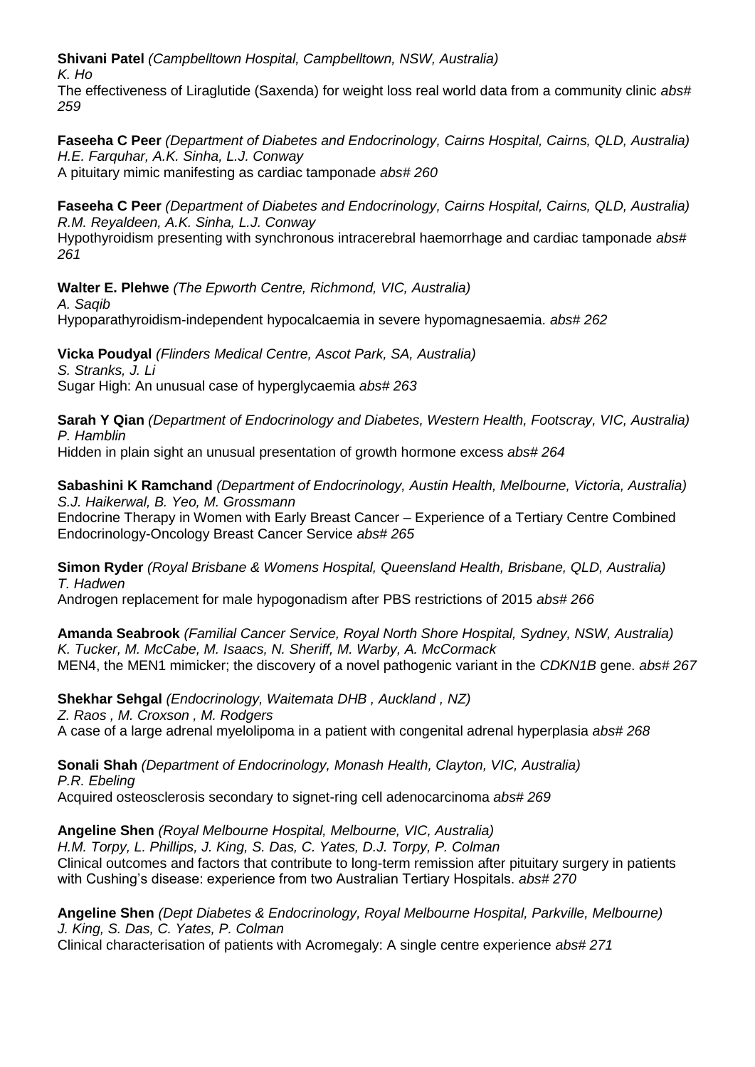**Shivani Patel** *(Campbelltown Hospital, Campbelltown, NSW, Australia)*
*K. Ho*
The effectiveness of Liraglutide (Saxenda) for weight loss real world data from a community clinic *abs# 259*

**Faseeha C Peer** *(Department of Diabetes and Endocrinology, Cairns Hospital, Cairns, QLD, Australia)*
*H.E. Farquhar, A.K. Sinha, L.J. Conway*
A pituitary mimic manifesting as cardiac tamponade *abs# 260*

**Faseeha C Peer** *(Department of Diabetes and Endocrinology, Cairns Hospital, Cairns, QLD, Australia)*
*R.M. Reyaldeen, A.K. Sinha, L.J. Conway*
Hypothyroidism presenting with synchronous intracerebral haemorrhage and cardiac tamponade *abs# 261*

**Walter E. Plehwe** *(The Epworth Centre, Richmond, VIC, Australia)*
*A. Saqib*
Hypoparathyroidism-independent hypocalcaemia in severe hypomagnesaemia. *abs# 262*

**Vicka Poudyal** *(Flinders Medical Centre, Ascot Park, SA, Australia)*
*S. Stranks, J. Li*
Sugar High: An unusual case of hyperglycaemia *abs# 263*

**Sarah Y Qian** *(Department of Endocrinology and Diabetes, Western Health, Footscray, VIC, Australia)*
*P. Hamblin*
Hidden in plain sight an unusual presentation of growth hormone excess *abs# 264*

**Sabashini K Ramchand** *(Department of Endocrinology, Austin Health, Melbourne, Victoria, Australia)*
*S.J. Haikerwal, B. Yeo, M. Grossmann*
Endocrine Therapy in Women with Early Breast Cancer – Experience of a Tertiary Centre Combined Endocrinology-Oncology Breast Cancer Service *abs# 265*

**Simon Ryder** *(Royal Brisbane & Womens Hospital, Queensland Health, Brisbane, QLD, Australia)*
*T. Hadwen*
Androgen replacement for male hypogonadism after PBS restrictions of 2015 *abs# 266*

**Amanda Seabrook** *(Familial Cancer Service, Royal North Shore Hospital, Sydney, NSW, Australia)*
*K. Tucker, M. McCabe, M. Isaacs, N. Sheriff, M. Warby, A. McCormack*
MEN4, the MEN1 mimicker; the discovery of a novel pathogenic variant in the *CDKN1B* gene. *abs# 267*

**Shekhar Sehgal** *(Endocrinology, Waitemata DHB , Auckland , NZ)*
*Z. Raos , M. Croxson , M. Rodgers*
A case of a large adrenal myelolipoma in a patient with congenital adrenal hyperplasia *abs# 268*

**Sonali Shah** *(Department of Endocrinology, Monash Health, Clayton, VIC, Australia)*
*P.R. Ebeling*
Acquired osteosclerosis secondary to signet-ring cell adenocarcinoma *abs# 269*

**Angeline Shen** *(Royal Melbourne Hospital, Melbourne, VIC, Australia)*
*H.M. Torpy, L. Phillips, J. King, S. Das, C. Yates, D.J. Torpy, P. Colman*
Clinical outcomes and factors that contribute to long-term remission after pituitary surgery in patients with Cushing's disease: experience from two Australian Tertiary Hospitals. *abs# 270*

**Angeline Shen** *(Dept Diabetes & Endocrinology, Royal Melbourne Hospital, Parkville, Melbourne)*
*J. King, S. Das, C. Yates, P. Colman*
Clinical characterisation of patients with Acromegaly: A single centre experience *abs# 271*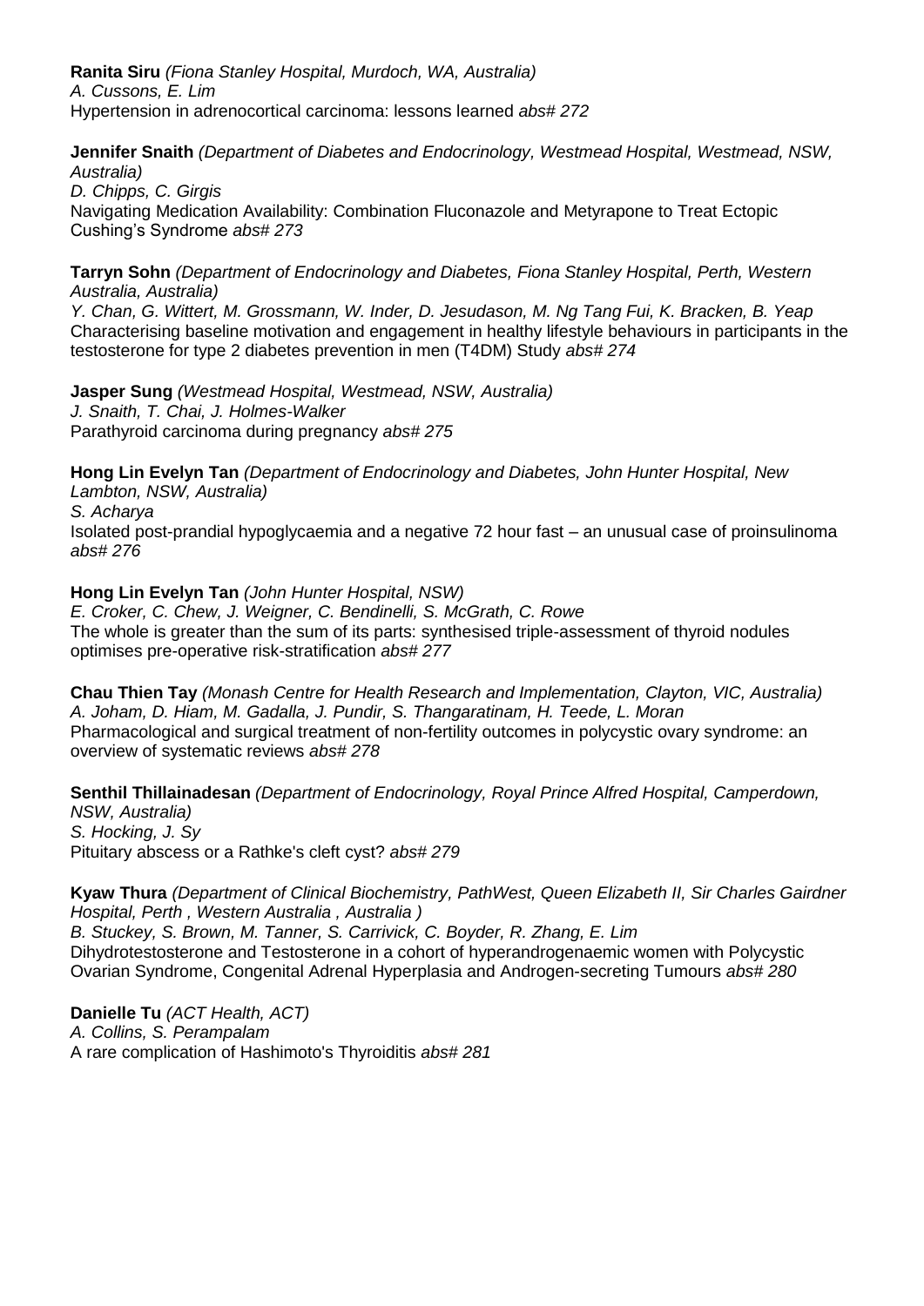**Ranita Siru** *(Fiona Stanley Hospital, Murdoch, WA, Australia)*
*A. Cussons, E. Lim*
Hypertension in adrenocortical carcinoma: lessons learned *abs# 272*

**Jennifer Snaith** *(Department of Diabetes and Endocrinology, Westmead Hospital, Westmead, NSW, Australia)*
*D. Chipps, C. Girgis*
Navigating Medication Availability: Combination Fluconazole and Metyrapone to Treat Ectopic Cushing's Syndrome *abs# 273*

**Tarryn Sohn** *(Department of Endocrinology and Diabetes, Fiona Stanley Hospital, Perth, Western Australia, Australia)*
*Y. Chan, G. Wittert, M. Grossmann, W. Inder, D. Jesudason, M. Ng Tang Fui, K. Bracken, B. Yeap*
Characterising baseline motivation and engagement in healthy lifestyle behaviours in participants in the testosterone for type 2 diabetes prevention in men (T4DM) Study *abs# 274*

**Jasper Sung** *(Westmead Hospital, Westmead, NSW, Australia)*
*J. Snaith, T. Chai, J. Holmes-Walker*
Parathyroid carcinoma during pregnancy *abs# 275*

**Hong Lin Evelyn Tan** *(Department of Endocrinology and Diabetes, John Hunter Hospital, New Lambton, NSW, Australia)*
*S. Acharya*
Isolated post-prandial hypoglycaemia and a negative 72 hour fast – an unusual case of proinsulinoma *abs# 276*

**Hong Lin Evelyn Tan** *(John Hunter Hospital, NSW)*
*E. Croker, C. Chew, J. Weigner, C. Bendinelli, S. McGrath, C. Rowe*
The whole is greater than the sum of its parts: synthesised triple-assessment of thyroid nodules optimises pre-operative risk-stratification *abs# 277*

**Chau Thien Tay** *(Monash Centre for Health Research and Implementation, Clayton, VIC, Australia)*
*A. Joham, D. Hiam, M. Gadalla, J. Pundir, S. Thangaratinam, H. Teede, L. Moran*
Pharmacological and surgical treatment of non-fertility outcomes in polycystic ovary syndrome: an overview of systematic reviews *abs# 278*

**Senthil Thillainadesan** *(Department of Endocrinology, Royal Prince Alfred Hospital, Camperdown, NSW, Australia)*
*S. Hocking, J. Sy*
Pituitary abscess or a Rathke's cleft cyst? *abs# 279*

**Kyaw Thura** *(Department of Clinical Biochemistry, PathWest, Queen Elizabeth II, Sir Charles Gairdner Hospital, Perth , Western Australia , Australia )*
*B. Stuckey, S. Brown, M. Tanner, S. Carrivick, C. Boyder, R. Zhang, E. Lim*
Dihydrotestosterone and Testosterone in a cohort of hyperandrogenaemic women with Polycystic Ovarian Syndrome, Congenital Adrenal Hyperplasia and Androgen-secreting Tumours *abs# 280*

**Danielle Tu** *(ACT Health, ACT)*
*A. Collins, S. Perampalam*
A rare complication of Hashimoto's Thyroiditis *abs# 281*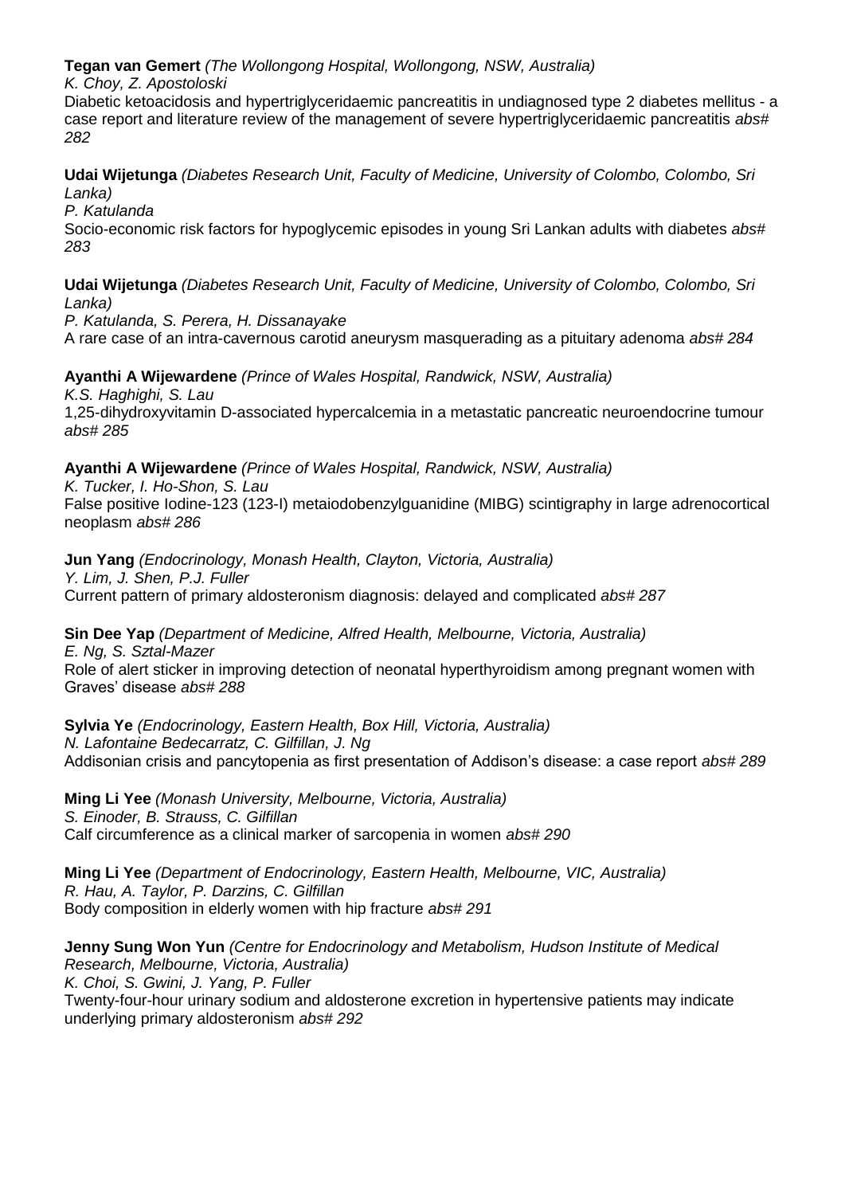**Tegan van Gemert** *(The Wollongong Hospital, Wollongong, NSW, Australia)*
*K. Choy, Z. Apostoloski*
Diabetic ketoacidosis and hypertriglyceridaemic pancreatitis in undiagnosed type 2 diabetes mellitus - a case report and literature review of the management of severe hypertriglyceridaemic pancreatitis *abs# 282*

**Udai Wijetunga** *(Diabetes Research Unit, Faculty of Medicine, University of Colombo, Colombo, Sri Lanka)*
*P. Katulanda*
Socio-economic risk factors for hypoglycemic episodes in young Sri Lankan adults with diabetes *abs# 283*

**Udai Wijetunga** *(Diabetes Research Unit, Faculty of Medicine, University of Colombo, Colombo, Sri Lanka)*
*P. Katulanda, S. Perera, H. Dissanayake*
A rare case of an intra-cavernous carotid aneurysm masquerading as a pituitary adenoma *abs# 284*

**Ayanthi A Wijewardene** *(Prince of Wales Hospital, Randwick, NSW, Australia)*
*K.S. Haghighi, S. Lau*
1,25-dihydroxyvitamin D-associated hypercalcemia in a metastatic pancreatic neuroendocrine tumour *abs# 285*

**Ayanthi A Wijewardene** *(Prince of Wales Hospital, Randwick, NSW, Australia)*
*K. Tucker, I. Ho-Shon, S. Lau*
False positive Iodine-123 (123-I) metaiodobenzylguanidine (MIBG) scintigraphy in large adrenocortical neoplasm *abs# 286*

**Jun Yang** *(Endocrinology, Monash Health, Clayton, Victoria, Australia)*
*Y. Lim, J. Shen, P.J. Fuller*
Current pattern of primary aldosteronism diagnosis: delayed and complicated *abs# 287*

**Sin Dee Yap** *(Department of Medicine, Alfred Health, Melbourne, Victoria, Australia)*
*E. Ng, S. Sztal-Mazer*
Role of alert sticker in improving detection of neonatal hyperthyroidism among pregnant women with Graves' disease *abs# 288*

**Sylvia Ye** *(Endocrinology, Eastern Health, Box Hill, Victoria, Australia)*
*N. Lafontaine Bedecarratz, C. Gilfillan, J. Ng*
Addisonian crisis and pancytopenia as first presentation of Addison's disease: a case report *abs# 289*

**Ming Li Yee** *(Monash University, Melbourne, Victoria, Australia)*
*S. Einoder, B. Strauss, C. Gilfillan*
Calf circumference as a clinical marker of sarcopenia in women *abs# 290*

**Ming Li Yee** *(Department of Endocrinology, Eastern Health, Melbourne, VIC, Australia)*
*R. Hau, A. Taylor, P. Darzins, C. Gilfillan*
Body composition in elderly women with hip fracture *abs# 291*

**Jenny Sung Won Yun** *(Centre for Endocrinology and Metabolism, Hudson Institute of Medical Research, Melbourne, Victoria, Australia)*
*K. Choi, S. Gwini, J. Yang, P. Fuller*
Twenty-four-hour urinary sodium and aldosterone excretion in hypertensive patients may indicate underlying primary aldosteronism *abs# 292*